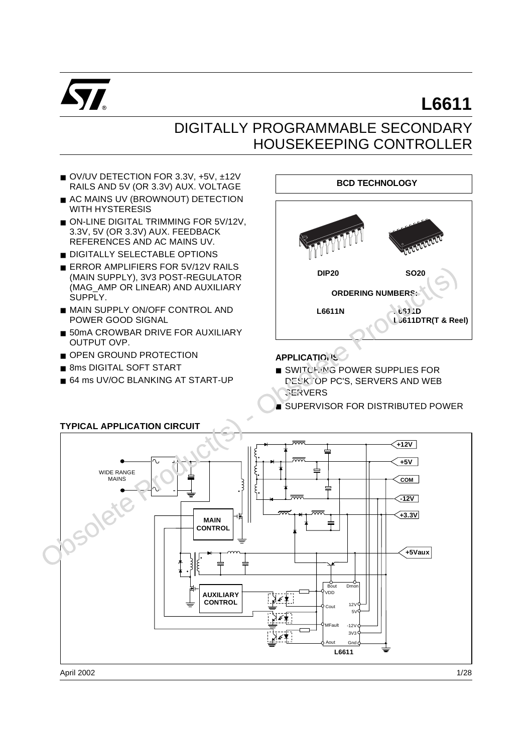# L6611

## DIGITALLY PROGRAMMABLE SECONDARY HOUSEKEEPING CONTROLLER

- OV/UV DETECTION FOR 3.3V, +5V, ±12V RAILS AND 5V (OR 3.3V) AUX. VOLTAGE
- AC MAINS UV (BROWNOUT) DETECTION WITH HYSTERESIS
- ON-LINE DIGITAL TRIMMING FOR 5V/12V, 3.3V, 5V (OR 3.3V) AUX. FEEDBACK REFERENCES AND AC MAINS UV.
- DIGITALLY SELECTABLE OPTIONS
- ERROR AMPLIFIERS FOR 5V/12V RAILS (MAIN SUPPLY), 3V3 POST-REGULATOR (MAG_AMP OR LINEAR) AND AUXILIARY SUPPLY.
- MAIN SUPPLY ON/OFF CONTROL AND POWER GOOD SIGNAL
- 50mA CROWBAR DRIVE FOR AUXILIARY OUTPUT OVP.
- OPEN GROUND PROTECTION
- 8ms DIGITAL SOFT START
- 64 ms UV/OC BLANKING AT START-UP

**BCD TECHNOLOGY**

DIP20 SO20

**ORDERING NUMBERS:**

| DIP20 | SO20 |
|---|---|
| L6611N | L6611D |
| | L6611DTR(T & Reel) |

**APPLICATIONS**

- SWITCHING POWER SUPPLIES FOR DESKTOP PC'S, SERVERS AND WEB SERVERS
- SUPERVISOR FOR DISTRIBUTED POWER

**TYPICAL APPLICATION CIRCUIT**

April 2002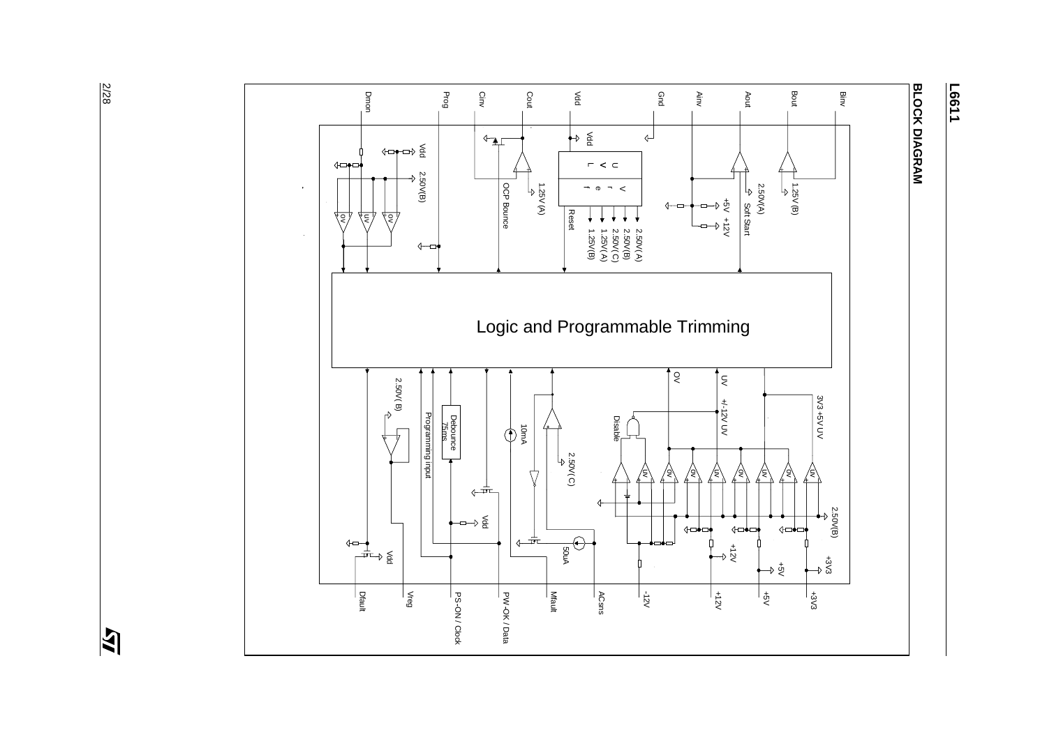## BLOCK DIAGRAM

Binv

Bout

Aout

Ainv

Gnd

Vdd

Cout

Cinv

Prog

Dmon

1.25V (B)

2.50V(A)

Soft Start

+5V +12V

Vdd

UVLVref

Reset

2.50V(A)

2.50V(B)

2.50V(C)

1.25V(A)

1.25V(B)

1.25V (A)

OCP Bounce

Vdd 2.50V(B)

OV UV OV

Logic and Programmable Trimming

OV

UV

+/-12V UV

3V3 +5V UV

Disable

2.50V(B)

+12V

+5V

+3V3

10mA

2.50V(C)

50uA

Debounce 75ms

Programming input

2.50V(B)

Vdd

Vdd

+3V3

+5V

+12V

-12V

ACsns

Mfault

PW-OK / Data

PS-ON / Clock

Vreg

Dfault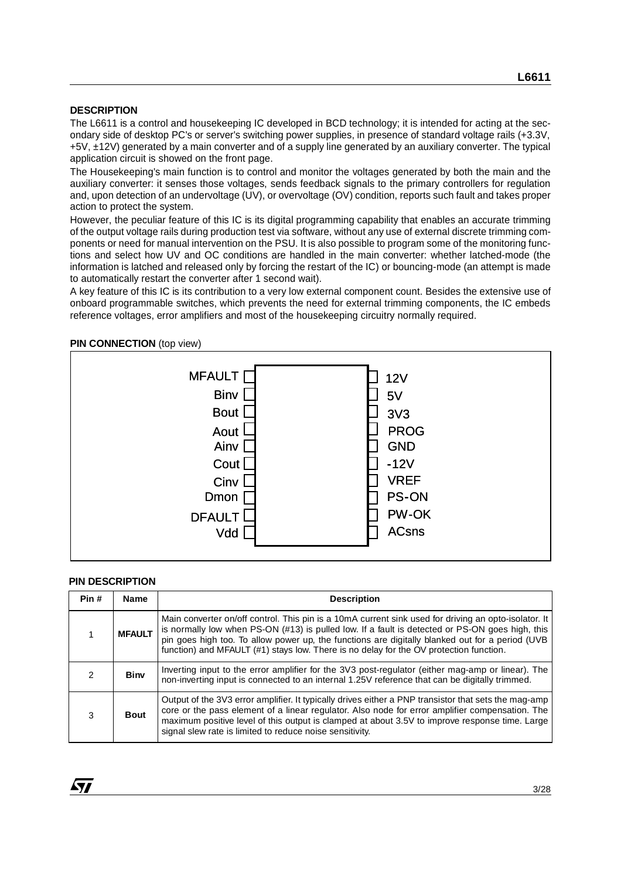## DESCRIPTION

The L6611 is a control and housekeeping IC developed in BCD technology; it is intended for acting at the secondary side of desktop PC's or server's switching power supplies, in presence of standard voltage rails (+3.3V, +5V, ±12V) generated by a main converter and of a supply line generated by an auxiliary converter. The typical application circuit is showed on the front page.

The Housekeeping's main function is to control and monitor the voltages generated by both the main and the auxiliary converter: it senses those voltages, sends feedback signals to the primary controllers for regulation and, upon detection of an undervoltage (UV), or overvoltage (OV) condition, reports such fault and takes proper action to protect the system.

However, the peculiar feature of this IC is its digital programming capability that enables an accurate trimming of the output voltage rails during production test via software, without any use of external discrete trimming components or need for manual intervention on the PSU. It is also possible to program some of the monitoring functions and select how UV and OC conditions are handled in the main converter: whether latched-mode (the information is latched and released only by forcing the restart of the IC) or bouncing-mode (an attempt is made to automatically restart the converter after 1 second wait).

A key feature of this IC is its contribution to a very low external component count. Besides the extensive use of onboard programmable switches, which prevents the need for external trimming components, the IC embeds reference voltages, error amplifiers and most of the housekeeping circuitry normally required.

## PIN CONNECTION (top view)

| Left pins | Right pins |
|---|---|
| MFAULT | 12V |
| Binv | 5V |
| Bout | 3V3 |
| Aout | PROG |
| Ainv | GND |
| Cout | -12V |
| Cinv | VREF |
| Dmon | PS-ON |
| DFAULT | PW-OK |
| Vdd | ACsns |

## PIN DESCRIPTION

| Pin # | Name | Description |
|---|---|---|
| 1 | **MFAULT** | Main converter on/off control. This pin is a 10mA current sink used for driving an opto-isolator. It is normally low when PS-ON (#13) is pulled low. If a fault is detected or PS-ON goes high, this pin goes high too. To allow power up, the functions are digitally blanked out for a period (UVB function) and MFAULT (#1) stays low. There is no delay for the OV protection function. |
| 2 | **Binv** | Inverting input to the error amplifier for the 3V3 post-regulator (either mag-amp or linear). The non-inverting input is connected to an internal 1.25V reference that can be digitally trimmed. |
| 3 | **Bout** | Output of the 3V3 error amplifier. It typically drives either a PNP transistor that sets the mag-amp core or the pass element of a linear regulator. Also node for error amplifier compensation. The maximum positive level of this output is clamped at about 3.5V to improve response time. Large signal slew rate is limited to reduce noise sensitivity. |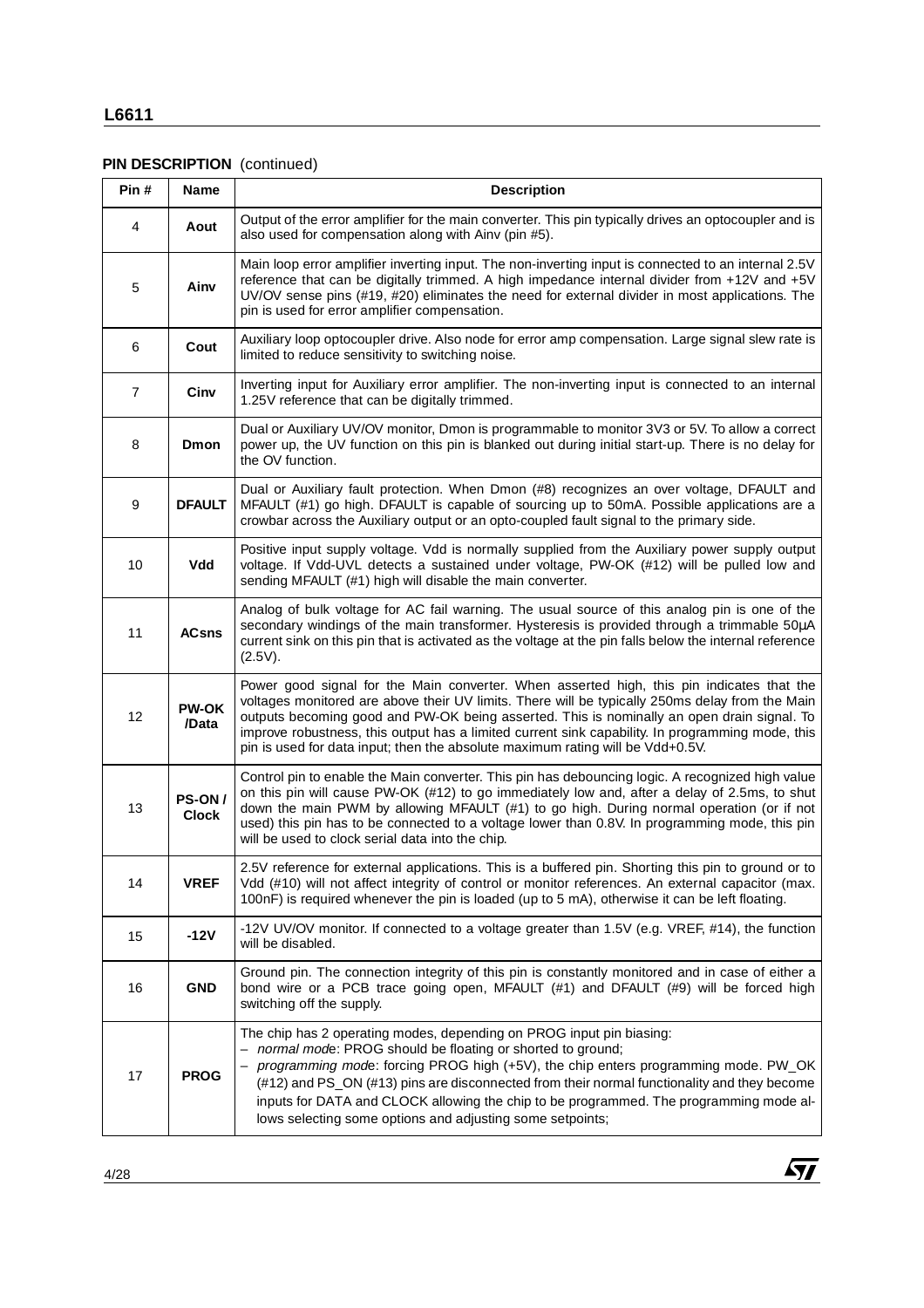**PIN DESCRIPTION** (continued)

| Pin # | Name | Description |
|---|---|---|
| 4 | **Aout** | Output of the error amplifier for the main converter. This pin typically drives an optocoupler and is also used for compensation along with Ainv (pin #5). |
| 5 | **Ainv** | Main loop error amplifier inverting input. The non-inverting input is connected to an internal 2.5V reference that can be digitally trimmed. A high impedance internal divider from +12V and +5V UV/OV sense pins (#19, #20) eliminates the need for external divider in most applications. The pin is used for error amplifier compensation. |
| 6 | **Cout** | Auxiliary loop optocoupler drive. Also node for error amp compensation. Large signal slew rate is limited to reduce sensitivity to switching noise. |
| 7 | **Cinv** | Inverting input for Auxiliary error amplifier. The non-inverting input is connected to an internal 1.25V reference that can be digitally trimmed. |
| 8 | **Dmon** | Dual or Auxiliary UV/OV monitor, Dmon is programmable to monitor 3V3 or 5V. To allow a correct power up, the UV function on this pin is blanked out during initial start-up. There is no delay for the OV function. |
| 9 | **DFAULT** | Dual or Auxiliary fault protection. When Dmon (#8) recognizes an over voltage, DFAULT and MFAULT (#1) go high. DFAULT is capable of sourcing up to 50mA. Possible applications are a crowbar across the Auxiliary output or an opto-coupled fault signal to the primary side. |
| 10 | **Vdd** | Positive input supply voltage. Vdd is normally supplied from the Auxiliary power supply output voltage. If Vdd-UVL detects a sustained under voltage, PW-OK (#12) will be pulled low and sending MFAULT (#1) high will disable the main converter. |
| 11 | **ACsns** | Analog of bulk voltage for AC fail warning. The usual source of this analog pin is one of the secondary windings of the main transformer. Hysteresis is provided through a trimmable 50µA current sink on this pin that is activated as the voltage at the pin falls below the internal reference (2.5V). |
| 12 | **PW-OK /Data** | Power good signal for the Main converter. When asserted high, this pin indicates that the voltages monitored are above their UV limits. There will be typically 250ms delay from the Main outputs becoming good and PW-OK being asserted. This is nominally an open drain signal. To improve robustness, this output has a limited current sink capability. In programming mode, this pin is used for data input; then the absolute maximum rating will be Vdd+0.5V. |
| 13 | **PS-ON / Clock** | Control pin to enable the Main converter. This pin has debouncing logic. A recognized high value on this pin will cause PW-OK (#12) to go immediately low and, after a delay of 2.5ms, to shut down the main PWM by allowing MFAULT (#1) to go high. During normal operation (or if not used) this pin has to be connected to a voltage lower than 0.8V. In programming mode, this pin will be used to clock serial data into the chip. |
| 14 | **VREF** | 2.5V reference for external applications. This is a buffered pin. Shorting this pin to ground or to Vdd (#10) will not affect integrity of control or monitor references. An external capacitor (max. 100nF) is required whenever the pin is loaded (up to 5 mA), otherwise it can be left floating. |
| 15 | **-12V** | -12V UV/OV monitor. If connected to a voltage greater than 1.5V (e.g. VREF, #14), the function will be disabled. |
| 16 | **GND** | Ground pin. The connection integrity of this pin is constantly monitored and in case of either a bond wire or a PCB trace going open, MFAULT (#1) and DFAULT (#9) will be forced high switching off the supply. |
| 17 | **PROG** | The chip has 2 operating modes, depending on PROG input pin biasing:<br>– *normal mode*: PROG should be floating or shorted to ground;<br>– *programming mode*: forcing PROG high (+5V), the chip enters programming mode. PW_OK (#12) and PS_ON (#13) pins are disconnected from their normal functionality and they become inputs for DATA and CLOCK allowing the chip to be programmed. The programming mode allows selecting some options and adjusting some setpoints; |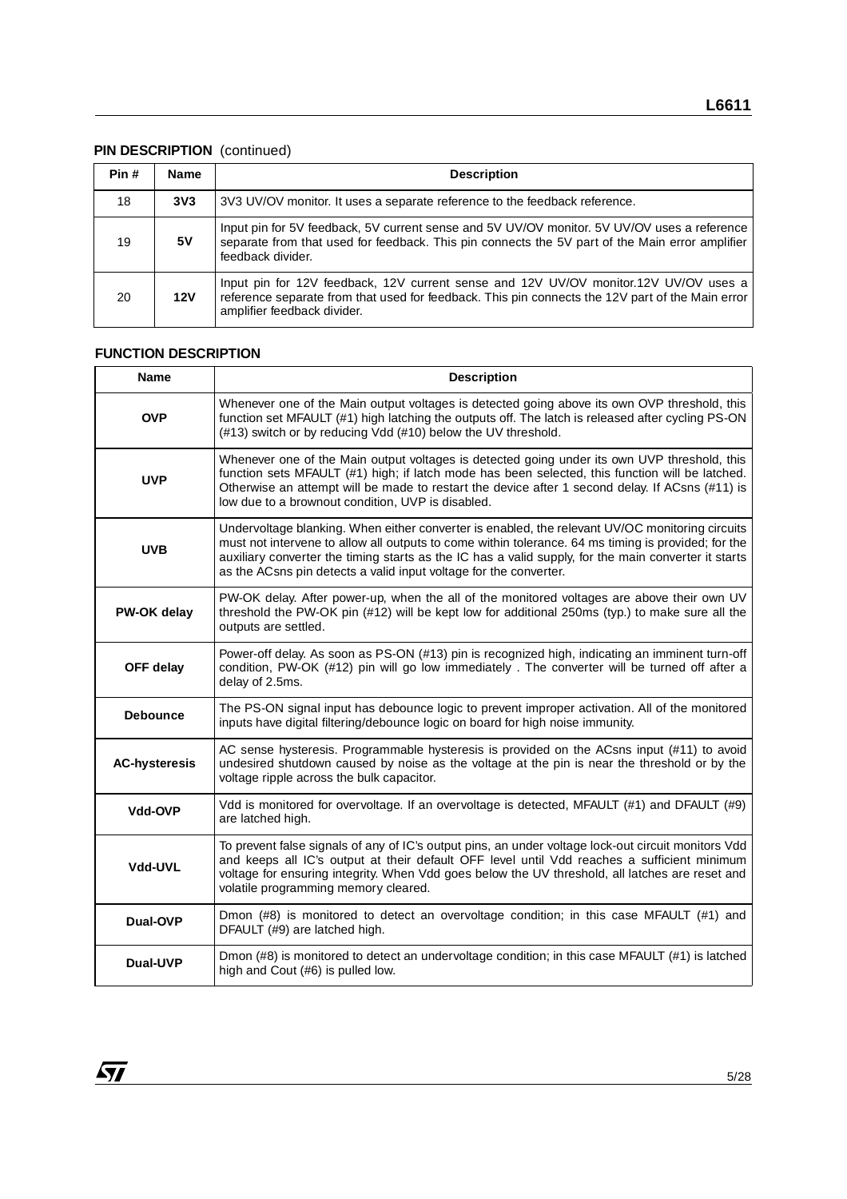**PIN DESCRIPTION** (continued)

| Pin # | Name | Description |
|---|---|---|
| 18 | **3V3** | 3V3 UV/OV monitor. It uses a separate reference to the feedback reference. |
| 19 | **5V** | Input pin for 5V feedback, 5V current sense and 5V UV/OV monitor. 5V UV/OV uses a reference separate from that used for feedback. This pin connects the 5V part of the Main error amplifier feedback divider. |
| 20 | **12V** | Input pin for 12V feedback, 12V current sense and 12V UV/OV monitor.12V UV/OV uses a reference separate from that used for feedback. This pin connects the 12V part of the Main error amplifier feedback divider. |

## FUNCTION DESCRIPTION

| Name | Description |
|---|---|
| **OVP** | Whenever one of the Main output voltages is detected going above its own OVP threshold, this function set MFAULT (#1) high latching the outputs off. The latch is released after cycling PS-ON (#13) switch or by reducing Vdd (#10) below the UV threshold. |
| **UVP** | Whenever one of the Main output voltages is detected going under its own UVP threshold, this function sets MFAULT (#1) high; if latch mode has been selected, this function will be latched. Otherwise an attempt will be made to restart the device after 1 second delay. If ACsns (#11) is low due to a brownout condition, UVP is disabled. |
| **UVB** | Undervoltage blanking. When either converter is enabled, the relevant UV/OC monitoring circuits must not intervene to allow all outputs to come within tolerance. 64 ms timing is provided; for the auxiliary converter the timing starts as the IC has a valid supply, for the main converter it starts as the ACsns pin detects a valid input voltage for the converter. |
| **PW-OK delay** | PW-OK delay. After power-up, when the all of the monitored voltages are above their own UV threshold the PW-OK pin (#12) will be kept low for additional 250ms (typ.) to make sure all the outputs are settled. |
| **OFF delay** | Power-off delay. As soon as PS-ON (#13) pin is recognized high, indicating an imminent turn-off condition, PW-OK (#12) pin will go low immediately . The converter will be turned off after a delay of 2.5ms. |
| **Debounce** | The PS-ON signal input has debounce logic to prevent improper activation. All of the monitored inputs have digital filtering/debounce logic on board for high noise immunity. |
| **AC-hysteresis** | AC sense hysteresis. Programmable hysteresis is provided on the ACsns input (#11) to avoid undesired shutdown caused by noise as the voltage at the pin is near the threshold or by the voltage ripple across the bulk capacitor. |
| **Vdd-OVP** | Vdd is monitored for overvoltage. If an overvoltage is detected, MFAULT (#1) and DFAULT (#9) are latched high. |
| **Vdd-UVL** | To prevent false signals of any of IC's output pins, an under voltage lock-out circuit monitors Vdd and keeps all IC's output at their default OFF level until Vdd reaches a sufficient minimum voltage for ensuring integrity. When Vdd goes below the UV threshold, all latches are reset and volatile programming memory cleared. |
| **Dual-OVP** | Dmon (#8) is monitored to detect an overvoltage condition; in this case MFAULT (#1) and DFAULT (#9) are latched high. |
| **Dual-UVP** | Dmon (#8) is monitored to detect an undervoltage condition; in this case MFAULT (#1) is latched high and Cout (#6) is pulled low. |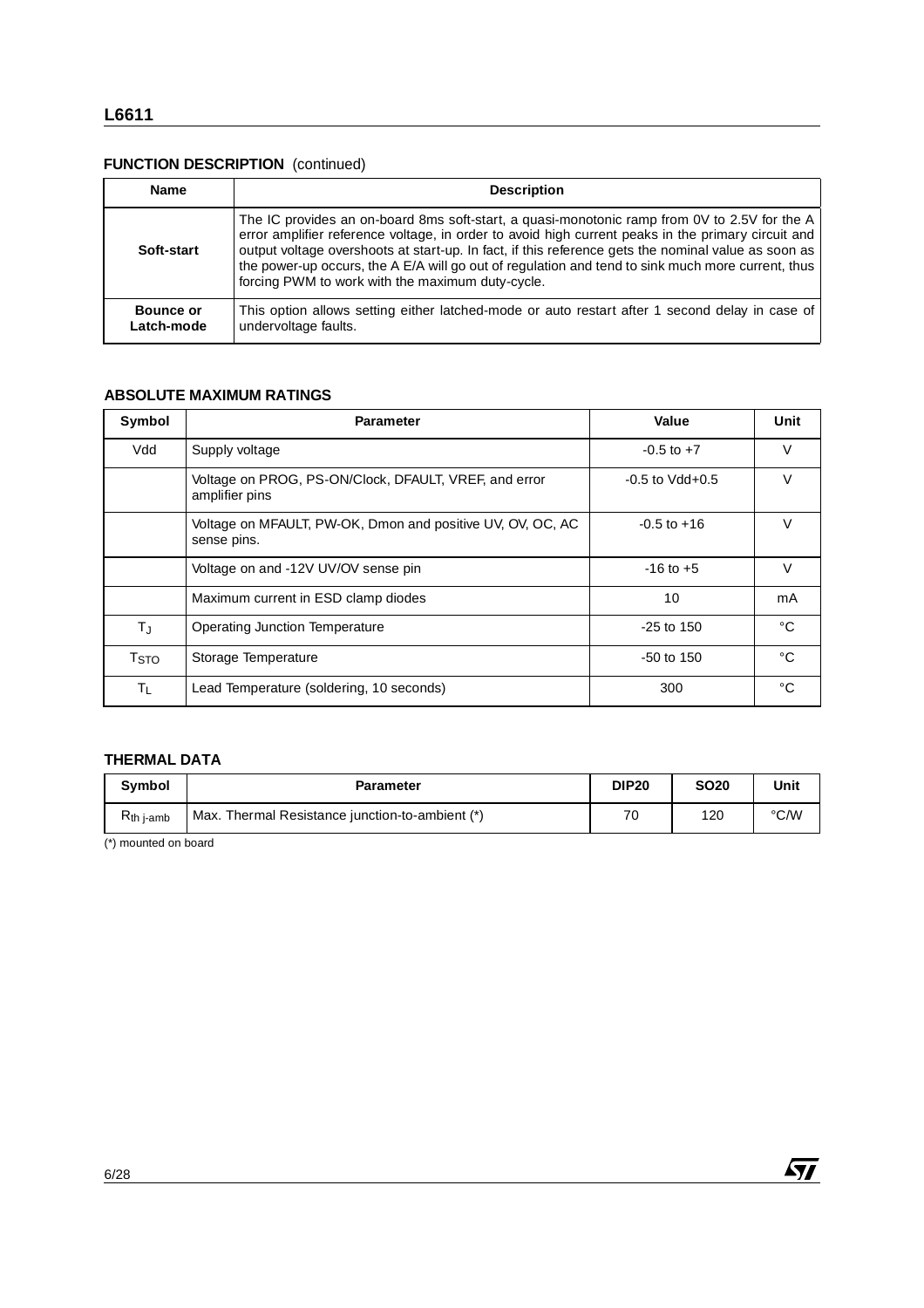## FUNCTION DESCRIPTION (continued)

| Name | Description |
|---|---|
| **Soft-start** | The IC provides an on-board 8ms soft-start, a quasi-monotonic ramp from 0V to 2.5V for the A error amplifier reference voltage, in order to avoid high current peaks in the primary circuit and output voltage overshoots at start-up. In fact, if this reference gets the nominal value as soon as the power-up occurs, the A E/A will go out of regulation and tend to sink much more current, thus forcing PWM to work with the maximum duty-cycle. |
| **Bounce or Latch-mode** | This option allows setting either latched-mode or auto restart after 1 second delay in case of undervoltage faults. |

## ABSOLUTE MAXIMUM RATINGS

| Symbol | Parameter | Value | Unit |
|---|---|---|---|
| Vdd | Supply voltage | -0.5 to +7 | V |
| | Voltage on PROG, PS-ON/Clock, DFAULT, VREF, and error amplifier pins | -0.5 to Vdd+0.5 | V |
| | Voltage on MFAULT, PW-OK, Dmon and positive UV, OV, OC, AC sense pins. | -0.5 to +16 | V |
| | Voltage on and -12V UV/OV sense pin | -16 to +5 | V |
| | Maximum current in ESD clamp diodes | 10 | mA |
| $T_J$ | Operating Junction Temperature | -25 to 150 | °C |
| $T_{STO}$ | Storage Temperature | -50 to 150 | °C |
| $T_L$ | Lead Temperature (soldering, 10 seconds) | 300 | °C |

## THERMAL DATA

| Symbol | Parameter | DIP20 | SO20 | Unit |
|---|---|---|---|---|
| $R_{th\ j\text{-}amb}$ | Max. Thermal Resistance junction-to-ambient (*) | 70 | 120 | °C/W |

(*) mounted on board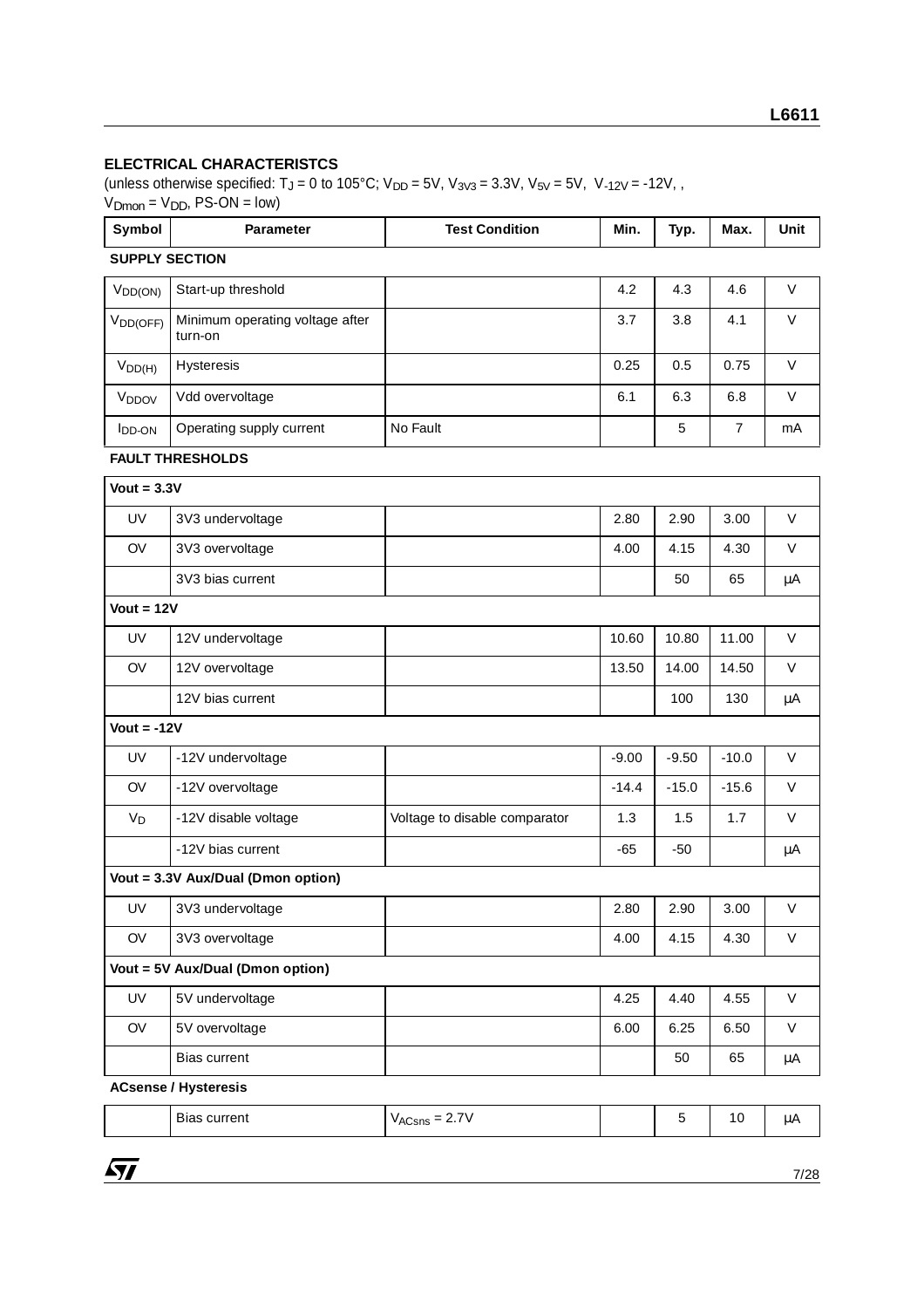## ELECTRICAL CHARACTERISTCS

(unless otherwise specified: $T_J$ = 0 to 105°C; $V_{DD}$ = 5V, $V_{3V3}$ = 3.3V, $V_{5V}$ = 5V, $V_{-12V}$ = -12V, , $V_{Dmon}$ = $V_{DD}$, PS-ON = low)

| Symbol | Parameter | Test Condition | Min. | Typ. | Max. | Unit |
|---|---|---|---|---|---|---|
| **SUPPLY SECTION** | | | | | | |
| $V_{DD(ON)}$ | Start-up threshold | | 4.2 | 4.3 | 4.6 | V |
| $V_{DD(OFF)}$ | Minimum operating voltage after turn-on | | 3.7 | 3.8 | 4.1 | V |
| $V_{DD(H)}$ | Hysteresis | | 0.25 | 0.5 | 0.75 | V |
| $V_{DDOV}$ | Vdd overvoltage | | 6.1 | 6.3 | 6.8 | V |
| $I_{DD-ON}$ | Operating supply current | No Fault | | 5 | 7 | mA |
| **FAULT THRESHOLDS** | | | | | | |
| **Vout = 3.3V** | | | | | | |
| UV | 3V3 undervoltage | | 2.80 | 2.90 | 3.00 | V |
| OV | 3V3 overvoltage | | 4.00 | 4.15 | 4.30 | V |
| | 3V3 bias current | | | 50 | 65 | µA |
| **Vout = 12V** | | | | | | |
| UV | 12V undervoltage | | 10.60 | 10.80 | 11.00 | V |
| OV | 12V overvoltage | | 13.50 | 14.00 | 14.50 | V |
| | 12V bias current | | | 100 | 130 | µA |
| **Vout = -12V** | | | | | | |
| UV | -12V undervoltage | | -9.00 | -9.50 | -10.0 | V |
| OV | -12V overvoltage | | -14.4 | -15.0 | -15.6 | V |
| $V_D$ | -12V disable voltage | Voltage to disable comparator | 1.3 | 1.5 | 1.7 | V |
| | -12V bias current | | -65 | -50 | | µA |
| **Vout = 3.3V Aux/Dual (Dmon option)** | | | | | | |
| UV | 3V3 undervoltage | | 2.80 | 2.90 | 3.00 | V |
| OV | 3V3 overvoltage | | 4.00 | 4.15 | 4.30 | V |
| **Vout = 5V Aux/Dual (Dmon option)** | | | | | | |
| UV | 5V undervoltage | | 4.25 | 4.40 | 4.55 | V |
| OV | 5V overvoltage | | 6.00 | 6.25 | 6.50 | V |
| | Bias current | | | 50 | 65 | µA |
| **ACsense / Hysteresis** | | | | | | |
| | Bias current | $V_{ACsns}$ = 2.7V | | 5 | 10 | µA |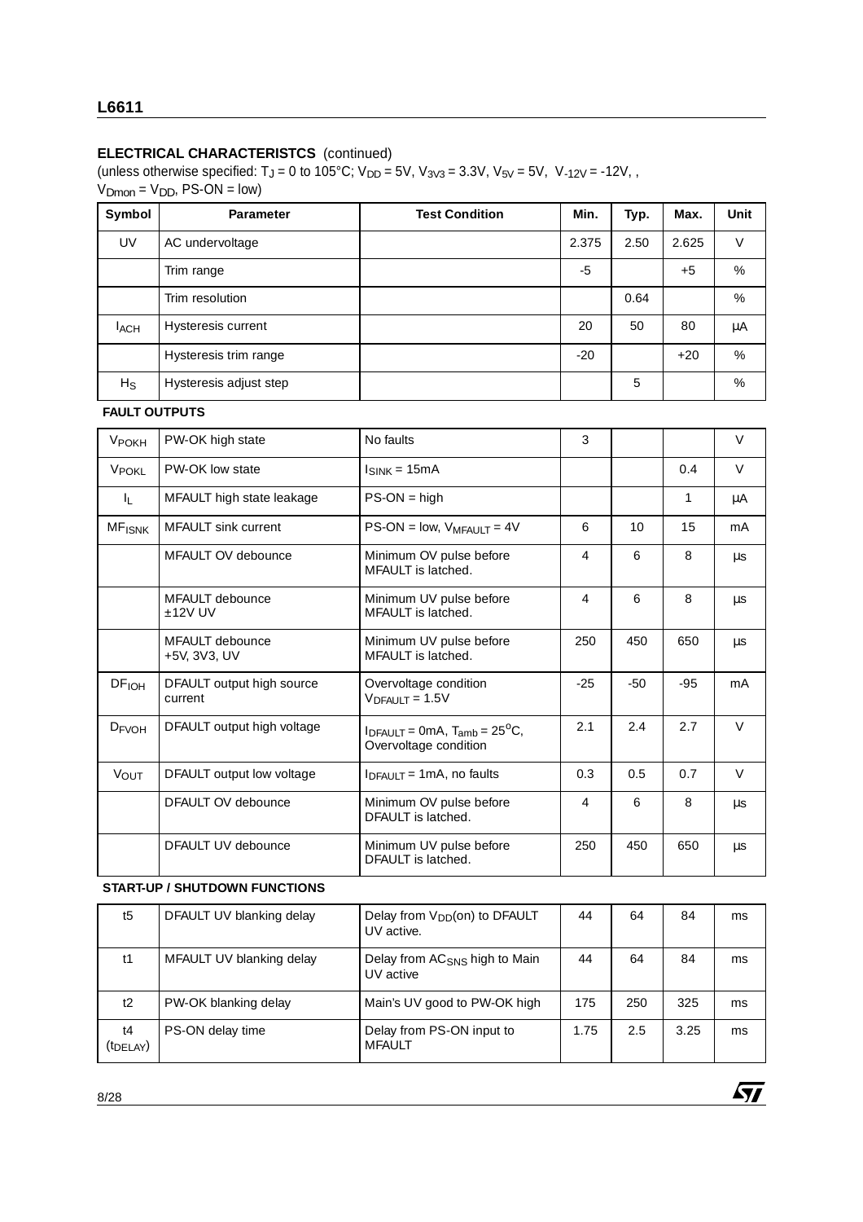## ELECTRICAL CHARACTERISTCS (continued)

(unless otherwise specified: $T_J$ = 0 to 105°C; $V_{DD}$ = 5V, $V_{3V3}$ = 3.3V, $V_{5V}$ = 5V, $V_{-12V}$ = -12V, , $V_{Dmon}$ = $V_{DD}$, PS-ON = low)

| Symbol | Parameter | Test Condition | Min. | Typ. | Max. | Unit |
|---|---|---|---|---|---|---|
| UV | AC undervoltage | | 2.375 | 2.50 | 2.625 | V |
| | Trim range | | -5 | | +5 | % |
| | Trim resolution | | | 0.64 | | % |
| $I_{ACH}$ | Hysteresis current | | 20 | 50 | 80 | µA |
| | Hysteresis trim range | | -20 | | +20 | % |
| $H_S$ | Hysteresis adjust step | | | 5 | | % |
| **FAULT OUTPUTS** | | | | | | |
| $V_{POKH}$ | PW-OK high state | No faults | 3 | | | V |
| $V_{POKL}$ | PW-OK low state | $I_{SINK}$ = 15mA | | | 0.4 | V |
| $I_L$ | MFAULT high state leakage | PS-ON = high | | | 1 | µA |
| $MF_{ISNK}$ | MFAULT sink current | PS-ON = low, $V_{MFAULT}$ = 4V | 6 | 10 | 15 | mA |
| | MFAULT OV debounce | Minimum OV pulse before MFAULT is latched. | 4 | 6 | 8 | µs |
| | MFAULT debounce ±12V UV | Minimum UV pulse before MFAULT is latched. | 4 | 6 | 8 | µs |
| | MFAULT debounce +5V, 3V3, UV | Minimum UV pulse before MFAULT is latched. | 250 | 450 | 650 | µs |
| $DF_{IOH}$ | DFAULT output high source current | Overvoltage condition $V_{DFAULT}$ = 1.5V | -25 | -50 | -95 | mA |
| $D_{FVOH}$ | DFAULT output high voltage | $I_{DFAULT}$ = 0mA, $T_{amb}$ = 25°C, Overvoltage condition | 2.1 | 2.4 | 2.7 | V |
| $V_{OUT}$ | DFAULT output low voltage | $I_{DFAULT}$ = 1mA, no faults | 0.3 | 0.5 | 0.7 | V |
| | DFAULT OV debounce | Minimum OV pulse before DFAULT is latched. | 4 | 6 | 8 | µs |
| | DFAULT UV debounce | Minimum UV pulse before DFAULT is latched. | 250 | 450 | 650 | µs |
| **START-UP / SHUTDOWN FUNCTIONS** | | | | | | |
| t5 | DFAULT UV blanking delay | Delay from $V_{DD}$(on) to DFAULT UV active. | 44 | 64 | 84 | ms |
| t1 | MFAULT UV blanking delay | Delay from $AC_{SNS}$ high to Main UV active | 44 | 64 | 84 | ms |
| t2 | PW-OK blanking delay | Main's UV good to PW-OK high | 175 | 250 | 325 | ms |
| t4 ($t_{DELAY}$) | PS-ON delay time | Delay from PS-ON input to MFAULT | 1.75 | 2.5 | 3.25 | ms |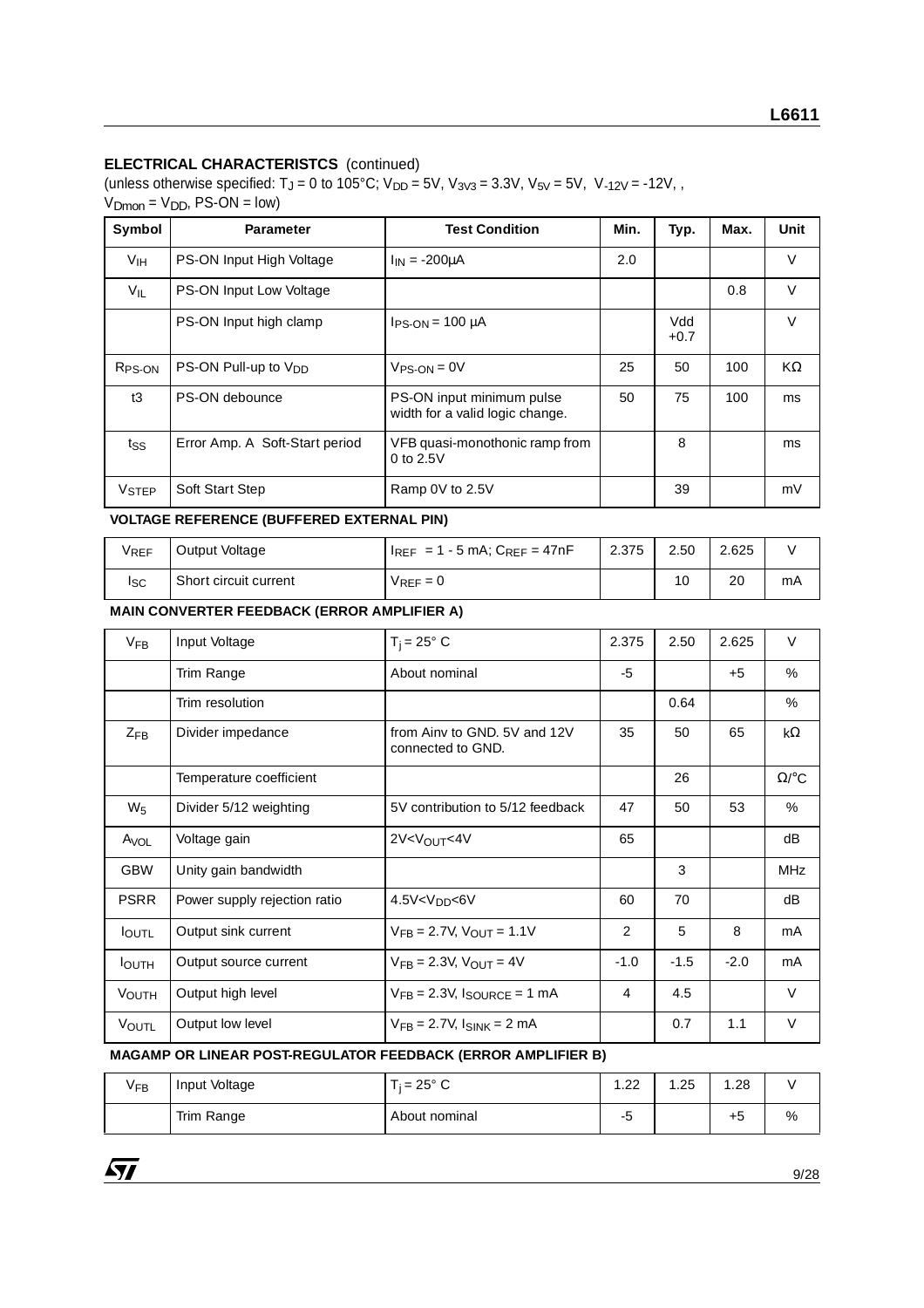**ELECTRICAL CHARACTERISTCS** (continued)

(unless otherwise specified: $T_J$ = 0 to 105°C; $V_{DD}$ = 5V, $V_{3V3}$ = 3.3V, $V_{5V}$ = 5V, $V_{-12V}$ = -12V, , $V_{Dmon}$ = $V_{DD}$, PS-ON = low)

| Symbol | Parameter | Test Condition | Min. | Typ. | Max. | Unit |
|---|---|---|---|---|---|---|
| $V_{IH}$ | PS-ON Input High Voltage | $I_{IN}$ = -200µA | 2.0 | | | V |
| $V_{IL}$ | PS-ON Input Low Voltage | | | | 0.8 | V |
| | PS-ON Input high clamp | $I_{PS-ON}$ = 100 µA | | Vdd +0.7 | | V |
| $R_{PS-ON}$ | PS-ON Pull-up to $V_{DD}$ | $V_{PS-ON}$ = 0V | 25 | 50 | 100 | KΩ |
| t3 | PS-ON debounce | PS-ON input minimum pulse width for a valid logic change. | 50 | 75 | 100 | ms |
| $t_{SS}$ | Error Amp. A Soft-Start period | VFB quasi-monothonic ramp from 0 to 2.5V | | 8 | | ms |
| $V_{STEP}$ | Soft Start Step | Ramp 0V to 2.5V | | 39 | | mV |
| **VOLTAGE REFERENCE (BUFFERED EXTERNAL PIN)** | | | | | | |
| $V_{REF}$ | Output Voltage | $I_{REF}$ = 1 - 5 mA; $C_{REF}$ = 47nF | 2.375 | 2.50 | 2.625 | V |
| $I_{SC}$ | Short circuit current | $V_{REF}$ = 0 | | 10 | 20 | mA |
| **MAIN CONVERTER FEEDBACK (ERROR AMPLIFIER A)** | | | | | | |
| $V_{FB}$ | Input Voltage | $T_j$ = 25° C | 2.375 | 2.50 | 2.625 | V |
| | Trim Range | About nominal | -5 | | +5 | % |
| | Trim resolution | | | 0.64 | | % |
| $Z_{FB}$ | Divider impedance | from Ainv to GND. 5V and 12V connected to GND. | 35 | 50 | 65 | kΩ |
| | Temperature coefficient | | | 26 | | Ω/°C |
| $W_5$ | Divider 5/12 weighting | 5V contribution to 5/12 feedback | 47 | 50 | 53 | % |
| $A_{VOL}$ | Voltage gain | $2V<V_{OUT}<4V$ | 65 | | | dB |
| GBW | Unity gain bandwidth | | | 3 | | MHz |
| PSRR | Power supply rejection ratio | $4.5V<V_{DD}<6V$ | 60 | 70 | | dB |
| $I_{OUTL}$ | Output sink current | $V_{FB}$ = 2.7V, $V_{OUT}$ = 1.1V | 2 | 5 | 8 | mA |
| $I_{OUTH}$ | Output source current | $V_{FB}$ = 2.3V, $V_{OUT}$ = 4V | -1.0 | -1.5 | -2.0 | mA |
| $V_{OUTH}$ | Output high level | $V_{FB}$ = 2.3V, $I_{SOURCE}$ = 1 mA | 4 | 4.5 | | V |
| $V_{OUTL}$ | Output low level | $V_{FB}$ = 2.7V, $I_{SINK}$ = 2 mA | | 0.7 | 1.1 | V |
| **MAGAMP OR LINEAR POST-REGULATOR FEEDBACK (ERROR AMPLIFIER B)** | | | | | | |
| $V_{FB}$ | Input Voltage | $T_j$ = 25° C | 1.22 | 1.25 | 1.28 | V |
| | Trim Range | About nominal | -5 | | +5 | % |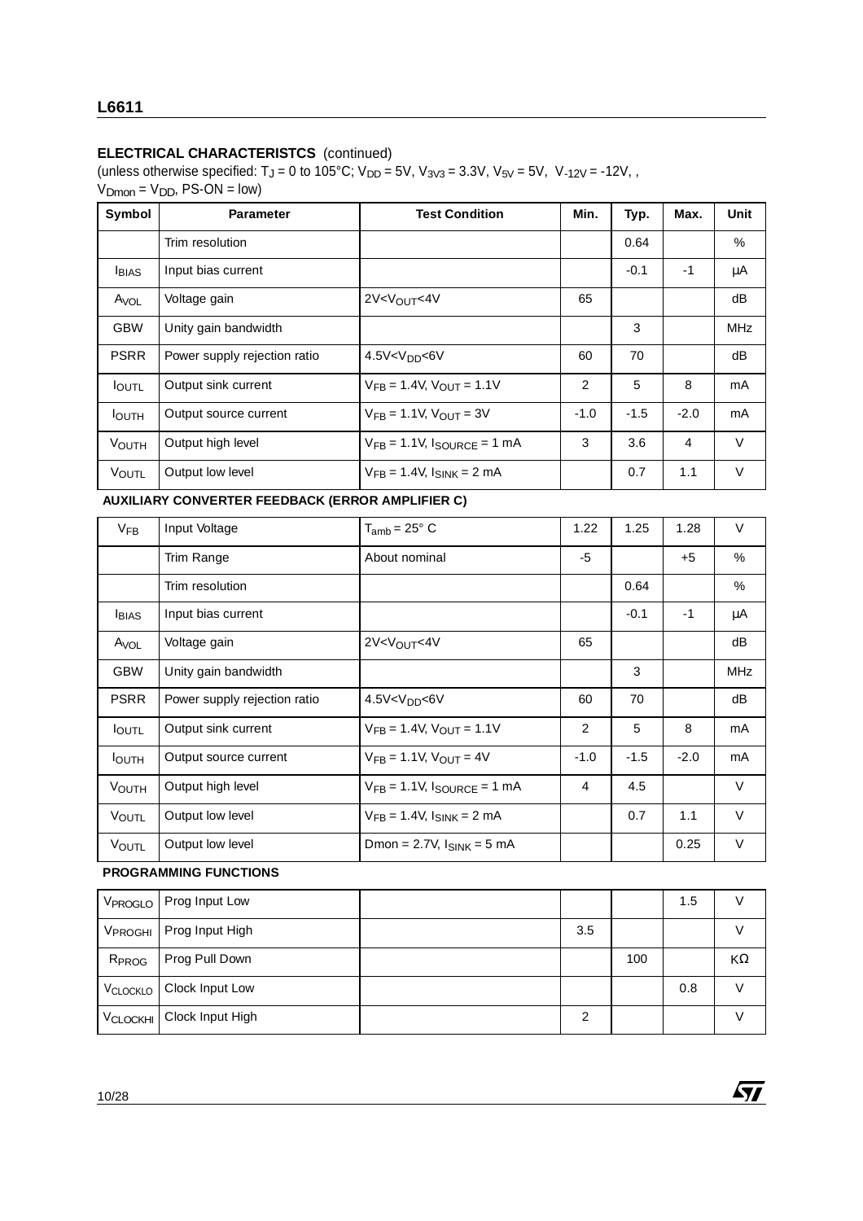**ELECTRICAL CHARACTERISTCS** (continued)
(unless otherwise specified: $T_J$ = 0 to 105°C; $V_{DD}$ = 5V, $V_{3V3}$ = 3.3V, $V_{5V}$ = 5V, $V_{-12V}$ = -12V, , $V_{Dmon}$ = $V_{DD}$, PS-ON = low)

| Symbol | Parameter | Test Condition | Min. | Typ. | Max. | Unit |
|---|---|---|---|---|---|---|
| | Trim resolution | | | 0.64 | | % |
| $I_{BIAS}$ | Input bias current | | | -0.1 | -1 | µA |
| $A_{VOL}$ | Voltage gain | $2V<V_{OUT}<4V$ | 65 | | | dB |
| GBW | Unity gain bandwidth | | | 3 | | MHz |
| PSRR | Power supply rejection ratio | $4.5V<V_{DD}<6V$ | 60 | 70 | | dB |
| $I_{OUTL}$ | Output sink current | $V_{FB}$ = 1.4V, $V_{OUT}$ = 1.1V | 2 | 5 | 8 | mA |
| $I_{OUTH}$ | Output source current | $V_{FB}$ = 1.1V, $V_{OUT}$ = 3V | -1.0 | -1.5 | -2.0 | mA |
| $V_{OUTH}$ | Output high level | $V_{FB}$ = 1.1V, $I_{SOURCE}$ = 1 mA | 3 | 3.6 | 4 | V |
| $V_{OUTL}$ | Output low level | $V_{FB}$ = 1.4V, $I_{SINK}$ = 2 mA | | 0.7 | 1.1 | V |
| **AUXILIARY CONVERTER FEEDBACK (ERROR AMPLIFIER C)** | | | | | | |
| $V_{FB}$ | Input Voltage | $T_{amb}$ = 25° C | 1.22 | 1.25 | 1.28 | V |
| | Trim Range | About nominal | -5 | | +5 | % |
| | Trim resolution | | | 0.64 | | % |
| $I_{BIAS}$ | Input bias current | | | -0.1 | -1 | µA |
| $A_{VOL}$ | Voltage gain | $2V<V_{OUT}<4V$ | 65 | | | dB |
| GBW | Unity gain bandwidth | | | 3 | | MHz |
| PSRR | Power supply rejection ratio | $4.5V<V_{DD}<6V$ | 60 | 70 | | dB |
| $I_{OUTL}$ | Output sink current | $V_{FB}$ = 1.4V, $V_{OUT}$ = 1.1V | 2 | 5 | 8 | mA |
| $I_{OUTH}$ | Output source current | $V_{FB}$ = 1.1V, $V_{OUT}$ = 4V | -1.0 | -1.5 | -2.0 | mA |
| $V_{OUTH}$ | Output high level | $V_{FB}$ = 1.1V, $I_{SOURCE}$ = 1 mA | 4 | 4.5 | | V |
| $V_{OUTL}$ | Output low level | $V_{FB}$ = 1.4V, $I_{SINK}$ = 2 mA | | 0.7 | 1.1 | V |
| $V_{OUTL}$ | Output low level | Dmon = 2.7V, $I_{SINK}$ = 5 mA | | | 0.25 | V |
| **PROGRAMMING FUNCTIONS** | | | | | | |
| $V_{PROGLO}$ | Prog Input Low | | | | 1.5 | V |
| $V_{PROGHI}$ | Prog Input High | | 3.5 | | | V |
| $R_{PROG}$ | Prog Pull Down | | | 100 | | KΩ |
| $V_{CLOCKLO}$ | Clock Input Low | | | | 0.8 | V |
| $V_{CLOCKHI}$ | Clock Input High | | 2 | | | V |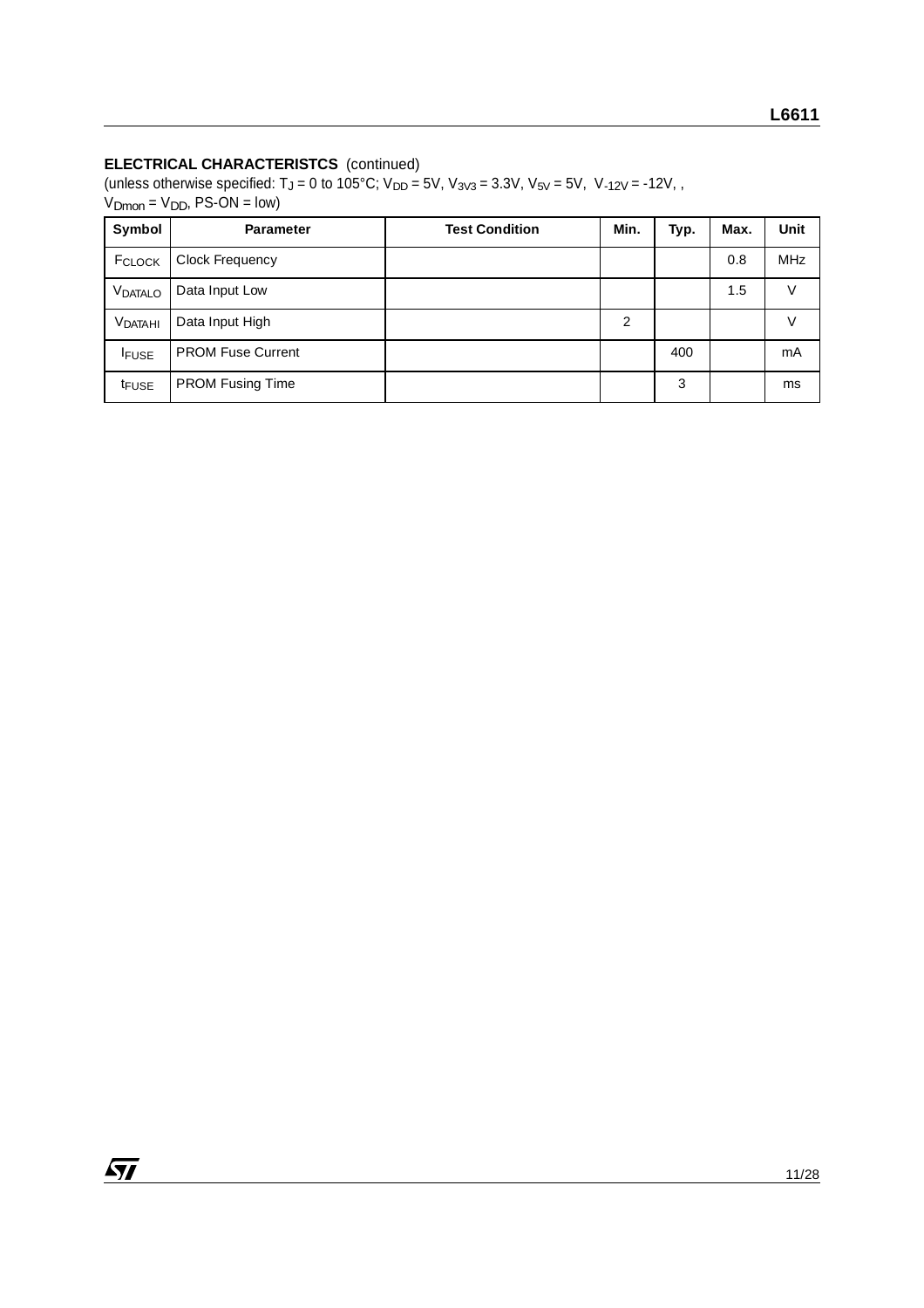**ELECTRICAL CHARACTERISTCS** (continued)
(unless otherwise specified: $T_J$ = 0 to 105°C; $V_{DD}$ = 5V, $V_{3V3}$ = 3.3V, $V_{5V}$ = 5V, $V_{-12V}$ = -12V, , $V_{Dmon}$ = $V_{DD}$, PS-ON = low)

| Symbol | Parameter | Test Condition | Min. | Typ. | Max. | Unit |
|---|---|---|---|---|---|---|
| $F_{CLOCK}$ | Clock Frequency | | | | 0.8 | MHz |
| $V_{DATALO}$ | Data Input Low | | | | 1.5 | V |
| $V_{DATAHI}$ | Data Input High | | 2 | | | V |
| $I_{FUSE}$ | PROM Fuse Current | | | 400 | | mA |
| $t_{FUSE}$ | PROM Fusing Time | | | 3 | | ms |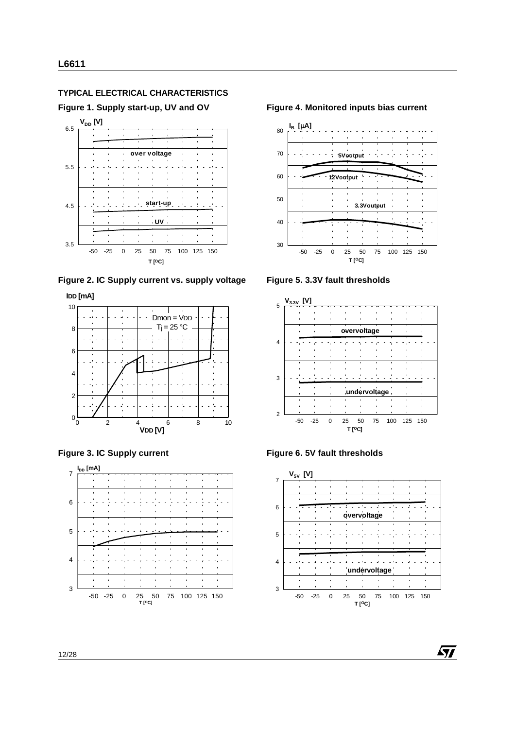## TYPICAL ELECTRICAL CHARACTERISTICS

**Figure 1. Supply start-up, UV and OV**

**Figure 2. IC Supply current vs. supply voltage**

**Figure 3. IC Supply current**

**Figure 4. Monitored inputs bias current**

**Figure 5. 3.3V fault thresholds**

**Figure 6. 5V fault thresholds**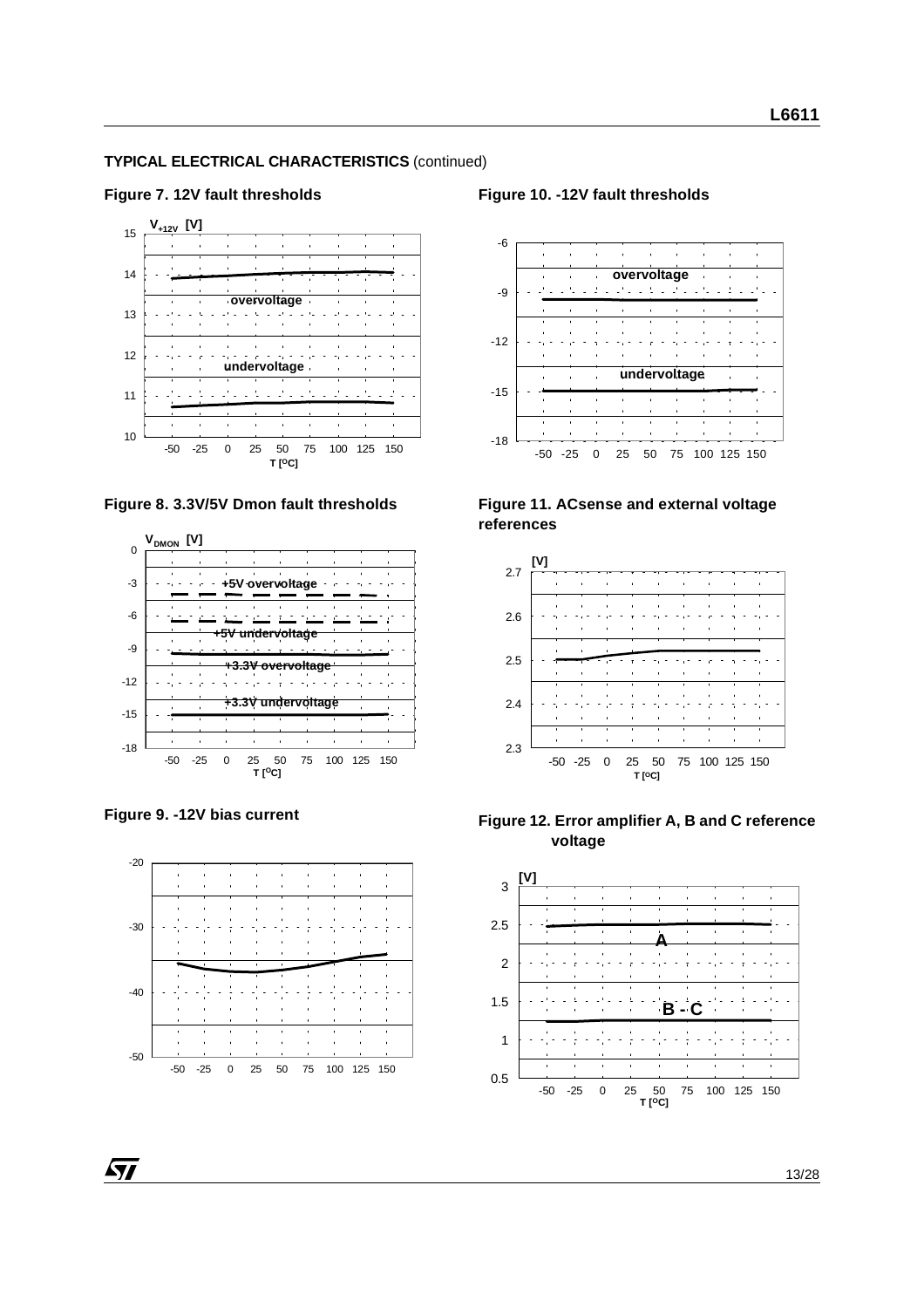**TYPICAL ELECTRICAL CHARACTERISTICS** (continued)

**Figure 7. 12V fault thresholds**

**Figure 8. 3.3V/5V Dmon fault thresholds**

**Figure 9. -12V bias current**

**Figure 10. -12V fault thresholds**

**Figure 11. ACsense and external voltage references**

**Figure 12. Error amplifier A, B and C reference voltage**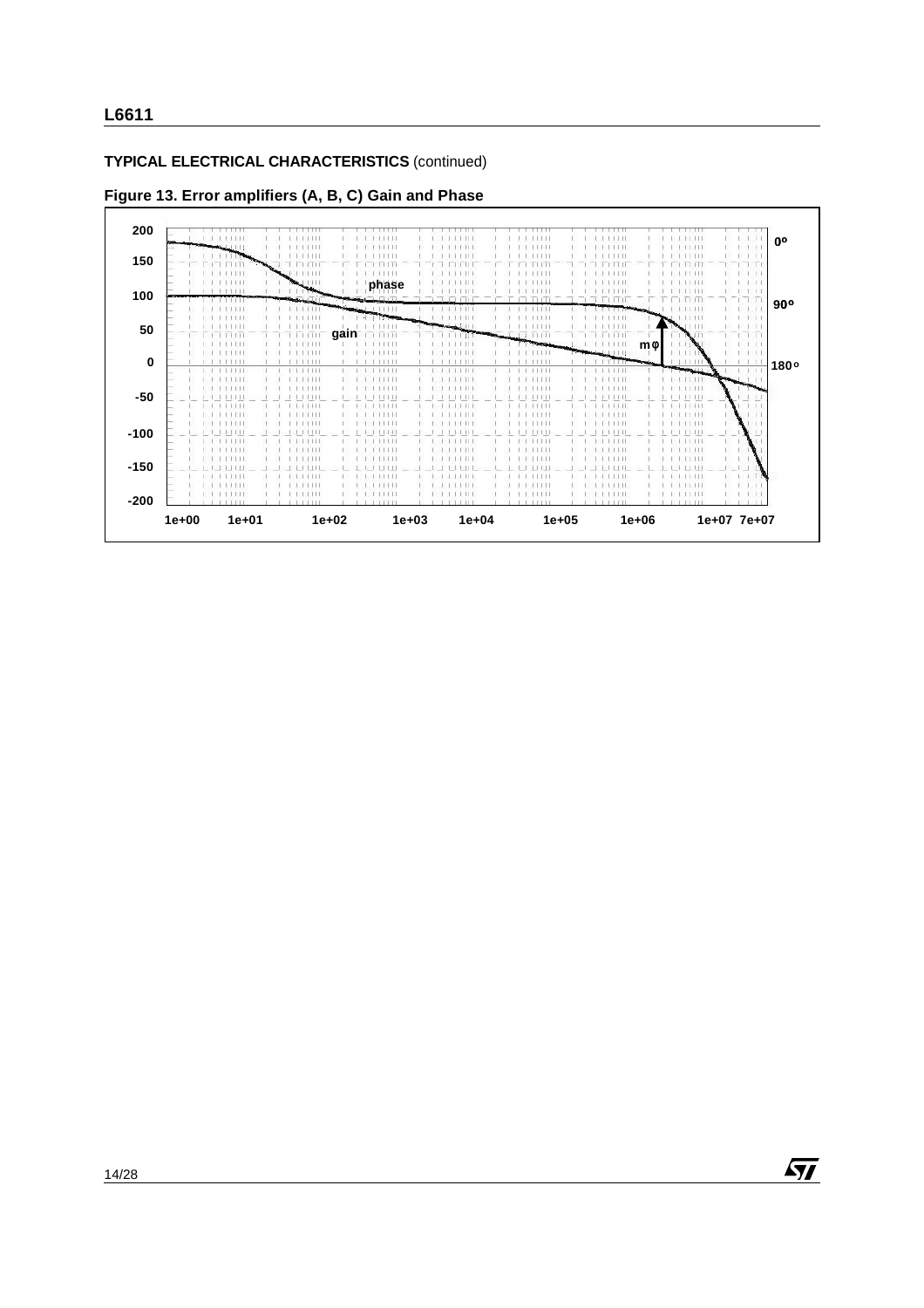**TYPICAL ELECTRICAL CHARACTERISTICS** (continued)

**Figure 13. Error amplifiers (A, B, C) Gain and Phase**

200
150
100
50
0
-50
-100
-150
-200

0º
90º
180º

phase
gain
mφ

1e+00 1e+01 1e+02 1e+03 1e+04 1e+05 1e+06 1e+07 7e+07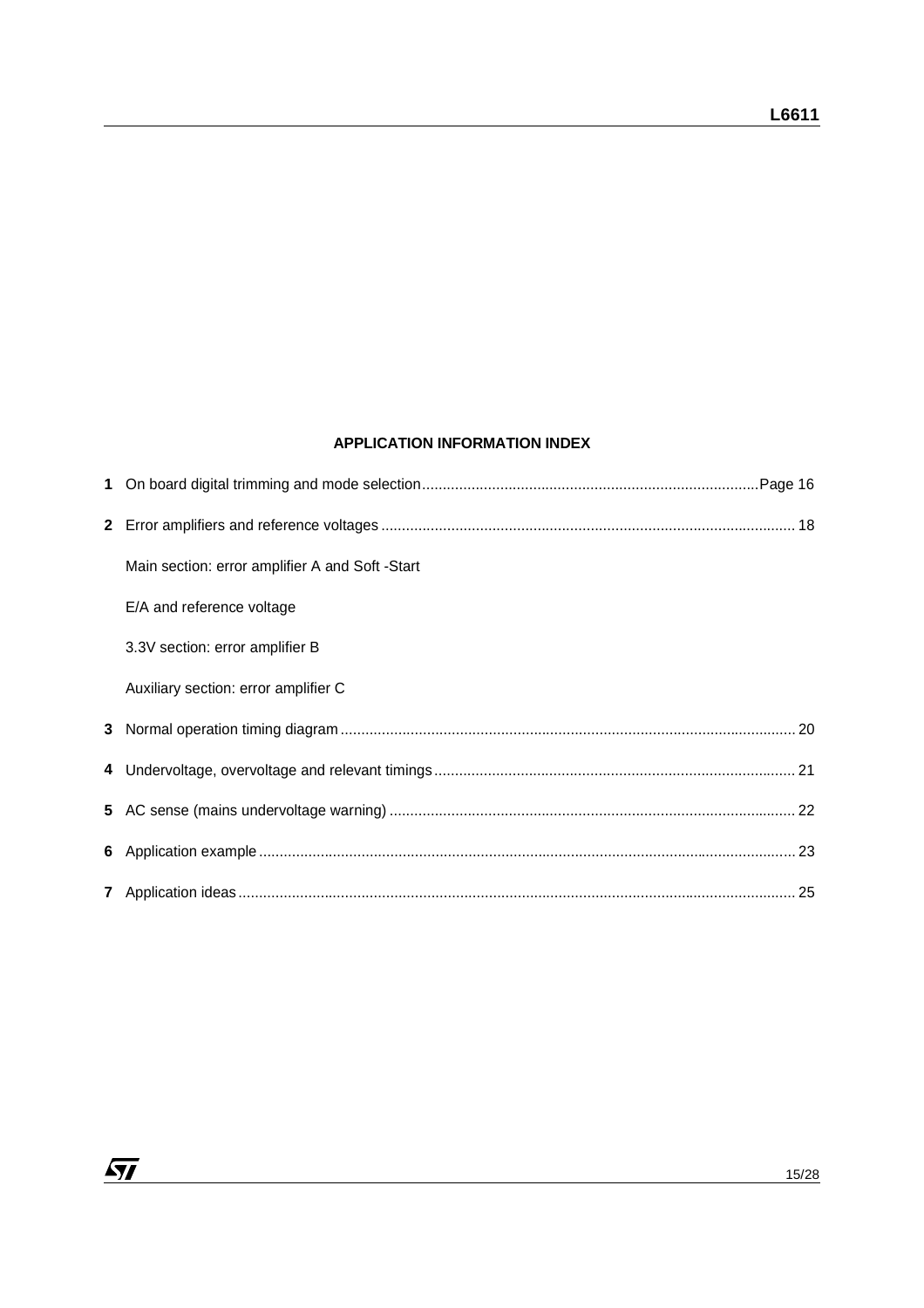## APPLICATION INFORMATION INDEX

| | | |
|---|---|---|
| **1** | On board digital trimming and mode selection | Page 16 |
| **2** | Error amplifiers and reference voltages | 18 |
| | Main section: error amplifier A and Soft -Start | |
| | E/A and reference voltage | |
| | 3.3V section: error amplifier B | |
| | Auxiliary section: error amplifier C | |
| **3** | Normal operation timing diagram | 20 |
| **4** | Undervoltage, overvoltage and relevant timings | 21 |
| **5** | AC sense (mains undervoltage warning) | 22 |
| **6** | Application example | 23 |
| **7** | Application ideas | 25 |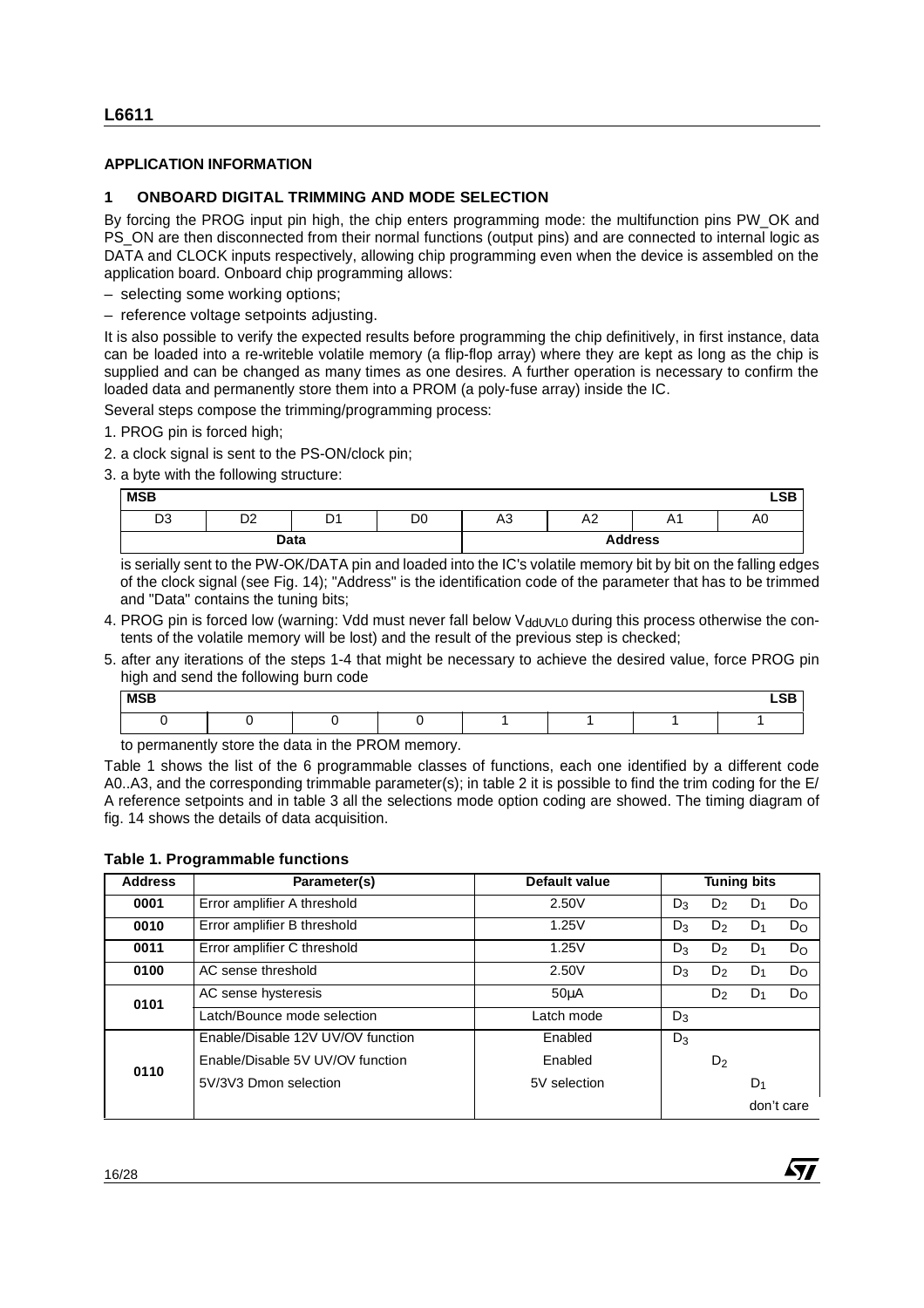## APPLICATION INFORMATION

### 1 ONBOARD DIGITAL TRIMMING AND MODE SELECTION

By forcing the PROG input pin high, the chip enters programming mode: the multifunction pins PW_OK and PS_ON are then disconnected from their normal functions (output pins) and are connected to internal logic as DATA and CLOCK inputs respectively, allowing chip programming even when the device is assembled on the application board. Onboard chip programming allows:

– selecting some working options;

– reference voltage setpoints adjusting.

It is also possible to verify the expected results before programming the chip definitively, in first instance, data can be loaded into a re-writeble volatile memory (a flip-flop array) where they are kept as long as the chip is supplied and can be changed as many times as one desires. A further operation is necessary to confirm the loaded data and permanently store them into a PROM (a poly-fuse array) inside the IC.

Several steps compose the trimming/programming process:

1. PROG pin is forced high;
2. a clock signal is sent to the PS-ON/clock pin;
3. a byte with the following structure:

| MSB | | | | | | | LSB |
|---|---|---|---|---|---|---|---|
| D3 | D2 | D1 | D0 | A3 | A2 | A1 | A0 |
| Data | | | | Address | | | |

   is serially sent to the PW-OK/DATA pin and loaded into the IC's volatile memory bit by bit on the falling edges of the clock signal (see Fig. 14); "Address" is the identification code of the parameter that has to be trimmed and "Data" contains the tuning bits;

4. PROG pin is forced low (warning: Vdd must never fall below $V_{ddUVL0}$ during this process otherwise the contents of the volatile memory will be lost) and the result of the previous step is checked;
5. after any iterations of the steps 1-4 that might be necessary to achieve the desired value, force PROG pin high and send the following burn code

| MSB | | | | | | | LSB |
|---|---|---|---|---|---|---|---|
| 0 | 0 | 0 | 0 | 1 | 1 | 1 | 1 |

   to permanently store the data in the PROM memory.

Table 1 shows the list of the 6 programmable classes of functions, each one identified by a different code A0..A3, and the corresponding trimmable parameter(s); in table 2 it is possible to find the trim coding for the E/A reference setpoints and in table 3 all the selections mode option coding are showed. The timing diagram of fig. 14 shows the details of data acquisition.

**Table 1. Programmable functions**

| Address | Parameter(s) | Default value | Tuning bits | | | |
|---|---|---|---|---|---|---|
| **0001** | Error amplifier A threshold | 2.50V | $D_3$ | $D_2$ | $D_1$ | $D_O$ |
| **0010** | Error amplifier B threshold | 1.25V | $D_3$ | $D_2$ | $D_1$ | $D_O$ |
| **0011** | Error amplifier C threshold | 1.25V | $D_3$ | $D_2$ | $D_1$ | $D_O$ |
| **0100** | AC sense threshold | 2.50V | $D_3$ | $D_2$ | $D_1$ | $D_O$ |
| **0101** | AC sense hysteresis | 50µA | | $D_2$ | $D_1$ | $D_O$ |
| | Latch/Bounce mode selection | Latch mode | $D_3$ | | | |
| **0110** | Enable/Disable 12V UV/OV function | Enabled | $D_3$ | | | |
| | Enable/Disable 5V UV/OV function | Enabled | | $D_2$ | | |
| | 5V/3V3 Dmon selection | 5V selection | | | $D_1$ | |
| | | | | | don't care | |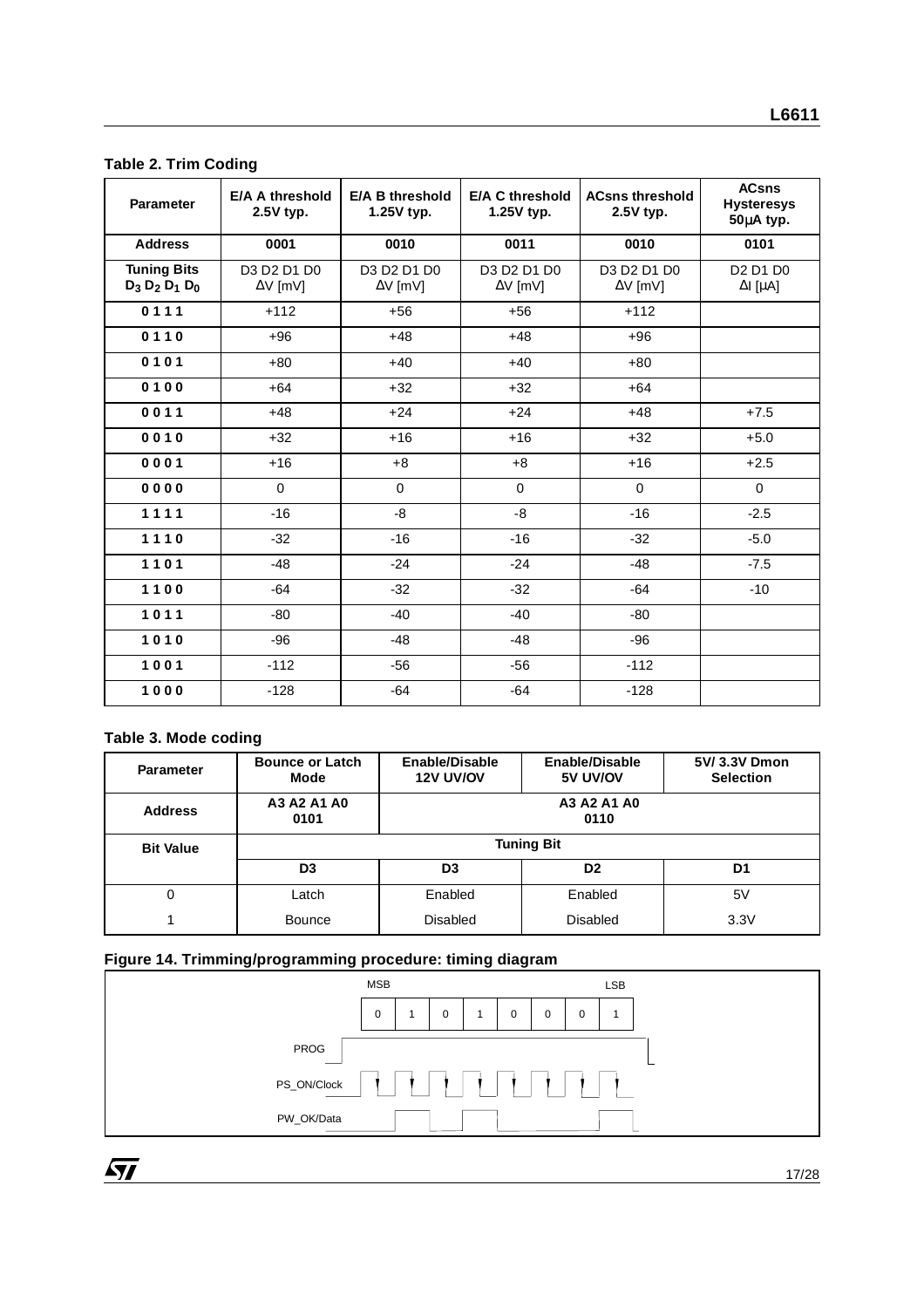**Table 2. Trim Coding**

| Parameter | E/A A threshold 2.5V typ. | E/A B threshold 1.25V typ. | E/A C threshold 1.25V typ. | ACsns threshold 2.5V typ. | ACsns Hysteresys 50µA typ. |
|---|---|---|---|---|---|
| **Address** | **0001** | **0010** | **0011** | **0010** | **0101** |
| **Tuning Bits $D_3\ D_2\ D_1\ D_0$** | D3 D2 D1 D0 ΔV [mV] | D3 D2 D1 D0 ΔV [mV] | D3 D2 D1 D0 ΔV [mV] | D3 D2 D1 D0 ΔV [mV] | D2 D1 D0 ΔI [µA] |
| **0 1 1 1** | +112 | +56 | +56 | +112 | |
| **0 1 1 0** | +96 | +48 | +48 | +96 | |
| **0 1 0 1** | +80 | +40 | +40 | +80 | |
| **0 1 0 0** | +64 | +32 | +32 | +64 | |
| **0 0 1 1** | +48 | +24 | +24 | +48 | +7.5 |
| **0 0 1 0** | +32 | +16 | +16 | +32 | +5.0 |
| **0 0 0 1** | +16 | +8 | +8 | +16 | +2.5 |
| **0 0 0 0** | 0 | 0 | 0 | 0 | 0 |
| **1 1 1 1** | -16 | -8 | -8 | -16 | -2.5 |
| **1 1 1 0** | -32 | -16 | -16 | -32 | -5.0 |
| **1 1 0 1** | -48 | -24 | -24 | -48 | -7.5 |
| **1 1 0 0** | -64 | -32 | -32 | -64 | -10 |
| **1 0 1 1** | -80 | -40 | -40 | -80 | |
| **1 0 1 0** | -96 | -48 | -48 | -96 | |
| **1 0 0 1** | -112 | -56 | -56 | -112 | |
| **1 0 0 0** | -128 | -64 | -64 | -128 | |

**Table 3. Mode coding**

| Parameter | Bounce or Latch Mode | Enable/Disable 12V UV/OV | Enable/Disable 5V UV/OV | 5V/ 3.3V Dmon Selection |
|---|---|---|---|---|
| **Address** | **A3 A2 A1 A0 0101** | **A3 A2 A1 A0 0110** | | |
| **Bit Value** | **Tuning Bit** | | | |
| | **D3** | **D3** | **D2** | **D1** |
| 0 | Latch | Enabled | Enabled | 5V |
| 1 | Bounce | Disabled | Disabled | 3.3V |

**Figure 14. Trimming/programming procedure: timing diagram**

MSB 0 1 0 1 0 0 0 1 LSB

PROG

PS_ON/Clock

PW_OK/Data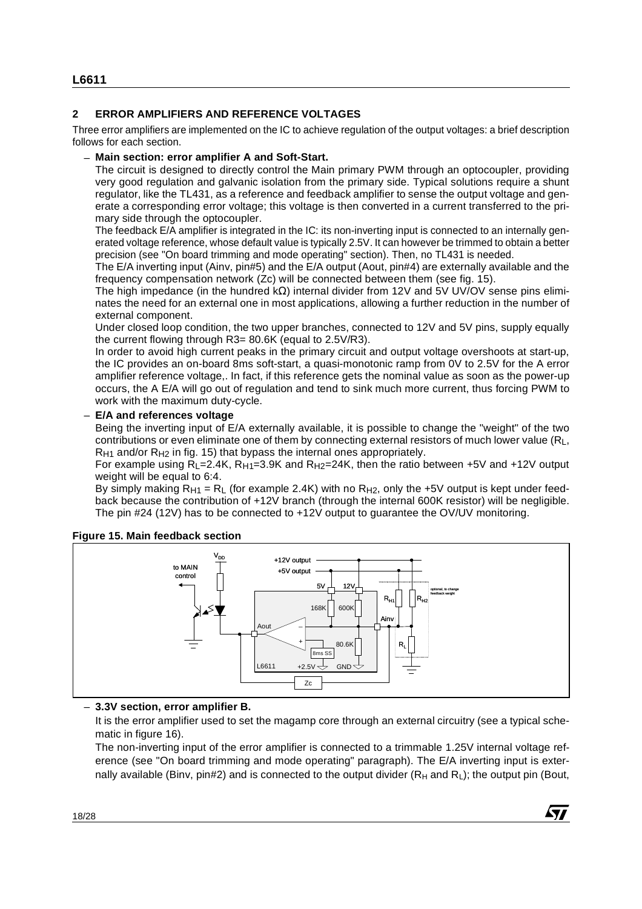## 2 ERROR AMPLIFIERS AND REFERENCE VOLTAGES

Three error amplifiers are implemented on the IC to achieve regulation of the output voltages: a brief description follows for each section.

– **Main section: error amplifier A and Soft-Start.**

The circuit is designed to directly control the Main primary PWM through an optocoupler, providing very good regulation and galvanic isolation from the primary side. Typical solutions require a shunt regulator, like the TL431, as a reference and feedback amplifier to sense the output voltage and generate a corresponding error voltage; this voltage is then converted in a current transferred to the primary side through the optocoupler.

The feedback E/A amplifier is integrated in the IC: its non-inverting input is connected to an internally generated voltage reference, whose default value is typically 2.5V. It can however be trimmed to obtain a better precision (see "On board trimming and mode operating" section). Then, no TL431 is needed.

The E/A inverting input (Ainv, pin#5) and the E/A output (Aout, pin#4) are externally available and the frequency compensation network (Zc) will be connected between them (see fig. 15).

The high impedance (in the hundred kΩ) internal divider from 12V and 5V UV/OV sense pins eliminates the need for an external one in most applications, allowing a further reduction in the number of external component.

Under closed loop condition, the two upper branches, connected to 12V and 5V pins, supply equally the current flowing through R3= 80.6K (equal to 2.5V/R3).

In order to avoid high current peaks in the primary circuit and output voltage overshoots at start-up, the IC provides an on-board 8ms soft-start, a quasi-monotonic ramp from 0V to 2.5V for the A error amplifier reference voltage,. In fact, if this reference gets the nominal value as soon as the power-up occurs, the A E/A will go out of regulation and tend to sink much more current, thus forcing PWM to work with the maximum duty-cycle.

– **E/A and references voltage**

Being the inverting input of E/A externally available, it is possible to change the "weight" of the two contributions or even eliminate one of them by connecting external resistors of much lower value ($R_L$, $R_{H1}$ and/or $R_{H2}$ in fig. 15) that bypass the internal ones appropriately.

For example using $R_L$=2.4K, $R_{H1}$=3.9K and $R_{H2}$=24K, then the ratio between +5V and +12V output weight will be equal to 6:4.

By simply making $R_{H1} = R_L$ (for example 2.4K) with no $R_{H2}$, only the +5V output is kept under feedback because the contribution of +12V branch (through the internal 600K resistor) will be negligible. The pin #24 (12V) has to be connected to +12V output to guarantee the OV/UV monitoring.

**Figure 15. Main feedback section**

– **3.3V section, error amplifier B.**

It is the error amplifier used to set the magamp core through an external circuitry (see a typical schematic in figure 16).

The non-inverting input of the error amplifier is connected to a trimmable 1.25V internal voltage reference (see "On board trimming and mode operating" paragraph). The E/A inverting input is externally available (Binv, pin#2) and is connected to the output divider ($R_H$ and $R_L$); the output pin (Bout,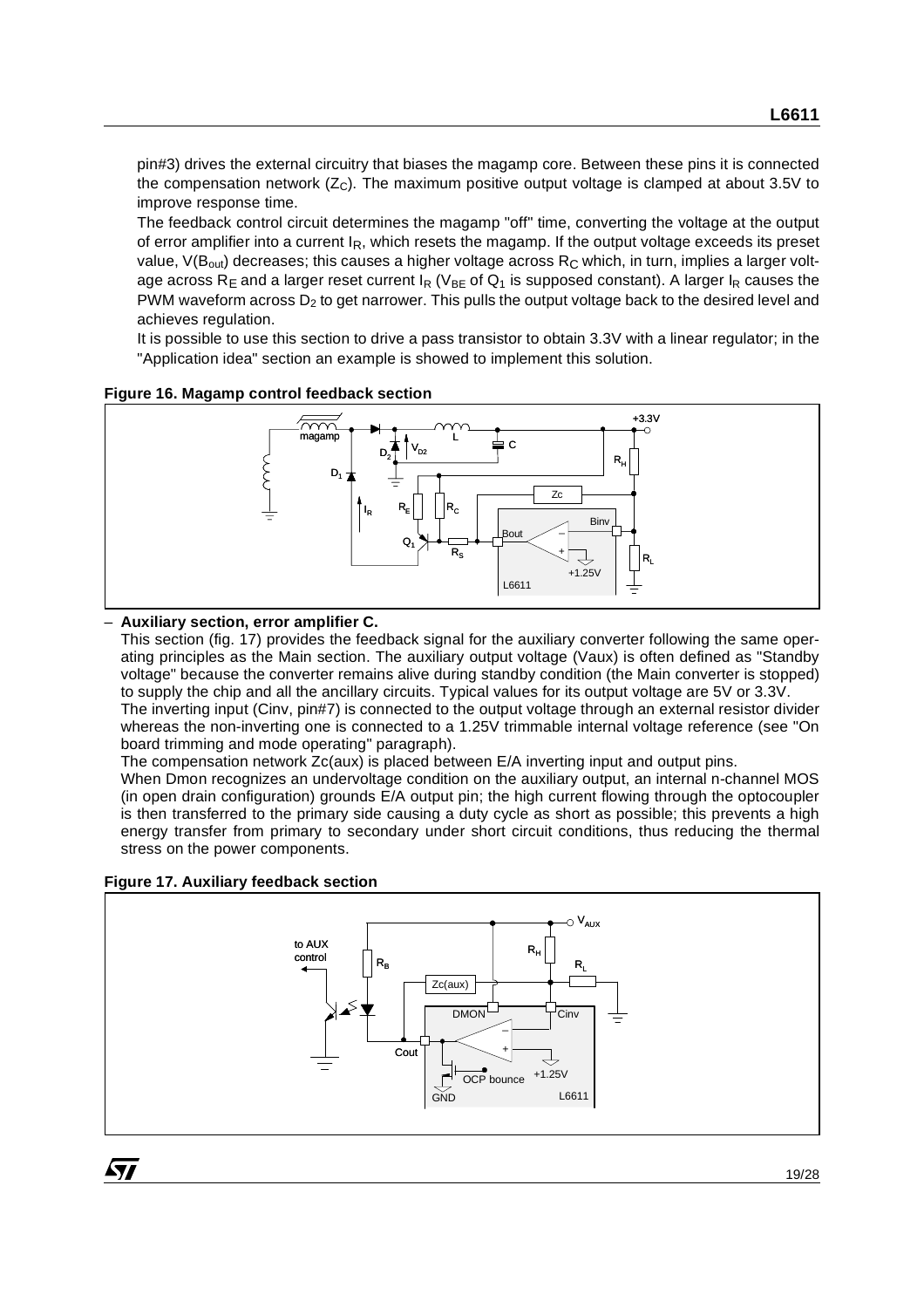pin#3) drives the external circuitry that biases the magamp core. Between these pins it is connected the compensation network ($Z_C$). The maximum positive output voltage is clamped at about 3.5V to improve response time.

The feedback control circuit determines the magamp "off" time, converting the voltage at the output of error amplifier into a current $I_R$, which resets the magamp. If the output voltage exceeds its preset value, $V(B_{out})$ decreases; this causes a higher voltage across $R_C$ which, in turn, implies a larger voltage across $R_E$ and a larger reset current $I_R$ ($V_{BE}$ of $Q_1$ is supposed constant). A larger $I_R$ causes the PWM waveform across $D_2$ to get narrower. This pulls the output voltage back to the desired level and achieves regulation.

It is possible to use this section to drive a pass transistor to obtain 3.3V with a linear regulator; in the "Application idea" section an example is showed to implement this solution.

**Figure 16. Magamp control feedback section**

– **Auxiliary section, error amplifier C.**

This section (fig. 17) provides the feedback signal for the auxiliary converter following the same operating principles as the Main section. The auxiliary output voltage (Vaux) is often defined as "Standby voltage" because the converter remains alive during standby condition (the Main converter is stopped) to supply the chip and all the ancillary circuits. Typical values for its output voltage are 5V or 3.3V.

The inverting input (Cinv, pin#7) is connected to the output voltage through an external resistor divider whereas the non-inverting one is connected to a 1.25V trimmable internal voltage reference (see "On board trimming and mode operating" paragraph).

The compensation network Zc(aux) is placed between E/A inverting input and output pins.

When Dmon recognizes an undervoltage condition on the auxiliary output, an internal n-channel MOS (in open drain configuration) grounds E/A output pin; the high current flowing through the optocoupler is then transferred to the primary side causing a duty cycle as short as possible; this prevents a high energy transfer from primary to secondary under short circuit conditions, thus reducing the thermal stress on the power components.

**Figure 17. Auxiliary feedback section**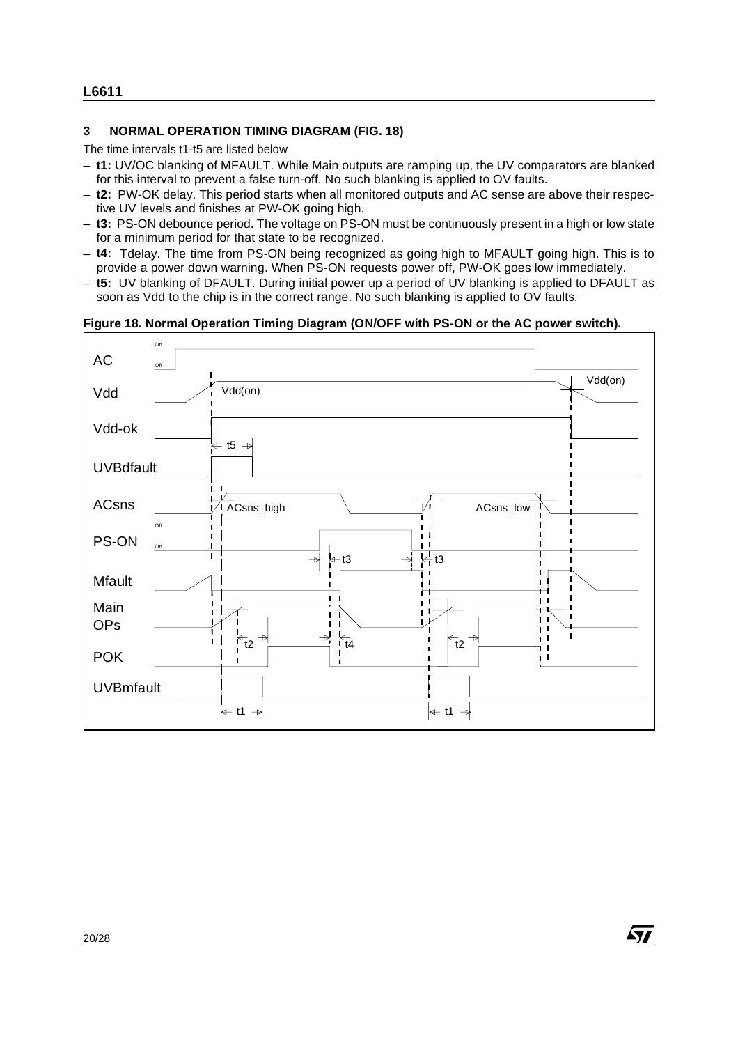## 3 NORMAL OPERATION TIMING DIAGRAM (FIG. 18)

The time intervals t1-t5 are listed below

- **t1:** UV/OC blanking of MFAULT. While Main outputs are ramping up, the UV comparators are blanked for this interval to prevent a false turn-off. No such blanking is applied to OV faults.
- **t2:** PW-OK delay. This period starts when all monitored outputs and AC sense are above their respective UV levels and finishes at PW-OK going high.
- **t3:** PS-ON debounce period. The voltage on PS-ON must be continuously present in a high or low state for a minimum period for that state to be recognized.
- **t4:** Tdelay. The time from PS-ON being recognized as going high to MFAULT going high. This is to provide a power down warning. When PS-ON requests power off, PW-OK goes low immediately.
- **t5:** UV blanking of DFAULT. During initial power up a period of UV blanking is applied to DFAULT as soon as Vdd to the chip is in the correct range. No such blanking is applied to OV faults.

**Figure 18. Normal Operation Timing Diagram (ON/OFF with PS-ON or the AC power switch).**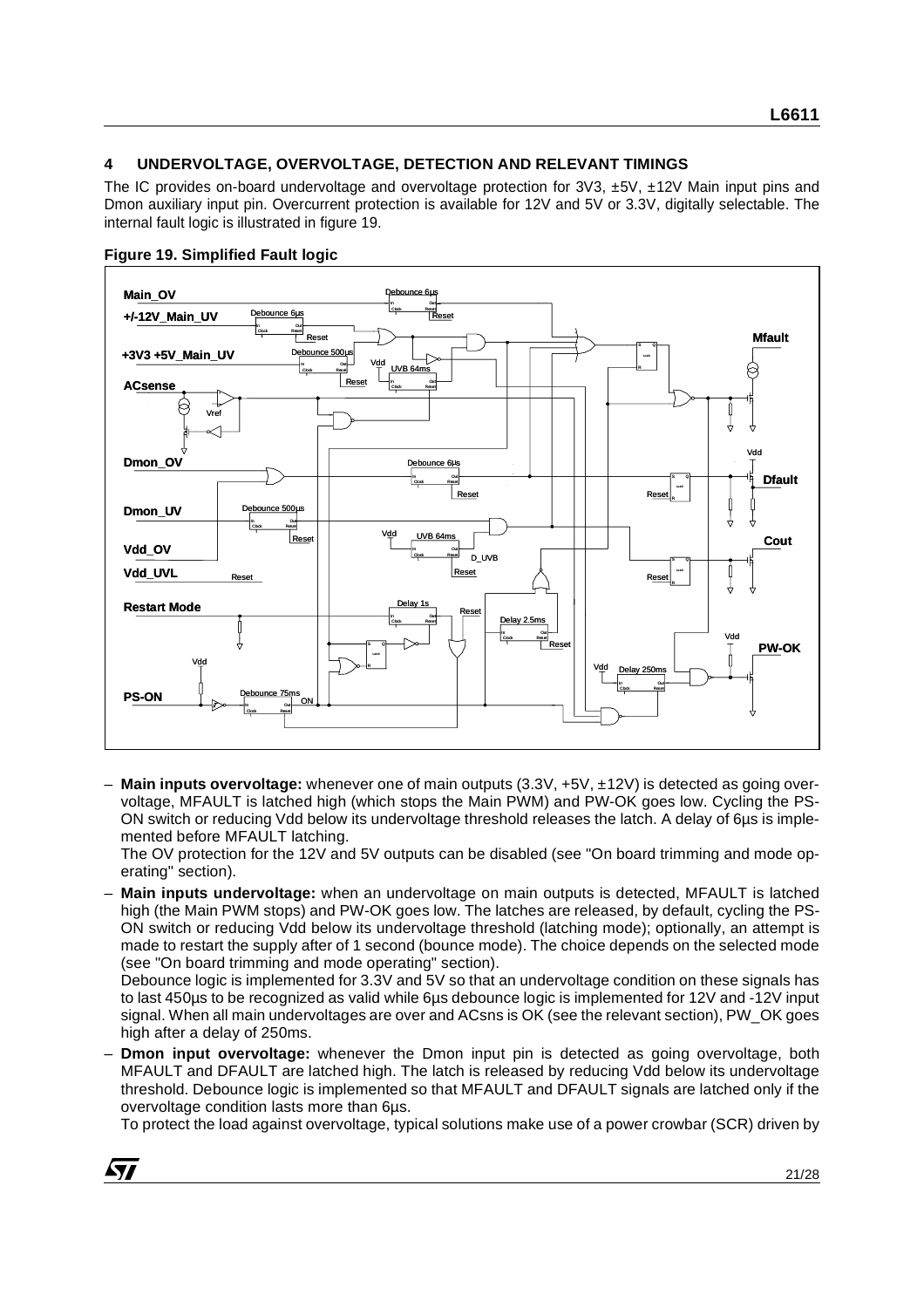## 4 UNDERVOLTAGE, OVERVOLTAGE, DETECTION AND RELEVANT TIMINGS

The IC provides on-board undervoltage and overvoltage protection for 3V3, ±5V, ±12V Main input pins and Dmon auxiliary input pin. Overcurrent protection is available for 12V and 5V or 3.3V, digitally selectable. The internal fault logic is illustrated in figure 19.

**Figure 19. Simplified Fault logic**

– **Main inputs overvoltage:** whenever one of main outputs (3.3V, +5V, ±12V) is detected as going overvoltage, MFAULT is latched high (which stops the Main PWM) and PW-OK goes low. Cycling the PS-ON switch or reducing Vdd below its undervoltage threshold releases the latch. A delay of 6µs is implemented before MFAULT latching.
The OV protection for the 12V and 5V outputs can be disabled (see "On board trimming and mode operating" section).

– **Main inputs undervoltage:** when an undervoltage on main outputs is detected, MFAULT is latched high (the Main PWM stops) and PW-OK goes low. The latches are released, by default, cycling the PS-ON switch or reducing Vdd below its undervoltage threshold (latching mode); optionally, an attempt is made to restart the supply after of 1 second (bounce mode). The choice depends on the selected mode (see "On board trimming and mode operating" section).
Debounce logic is implemented for 3.3V and 5V so that an undervoltage condition on these signals has to last 450µs to be recognized as valid while 6µs debounce logic is implemented for 12V and -12V input signal. When all main undervoltages are over and ACsns is OK (see the relevant section), PW_OK goes high after a delay of 250ms.

– **Dmon input overvoltage:** whenever the Dmon input pin is detected as going overvoltage, both MFAULT and DFAULT are latched high. The latch is released by reducing Vdd below its undervoltage threshold. Debounce logic is implemented so that MFAULT and DFAULT signals are latched only if the overvoltage condition lasts more than 6µs.
To protect the load against overvoltage, typical solutions make use of a power crowbar (SCR) driven by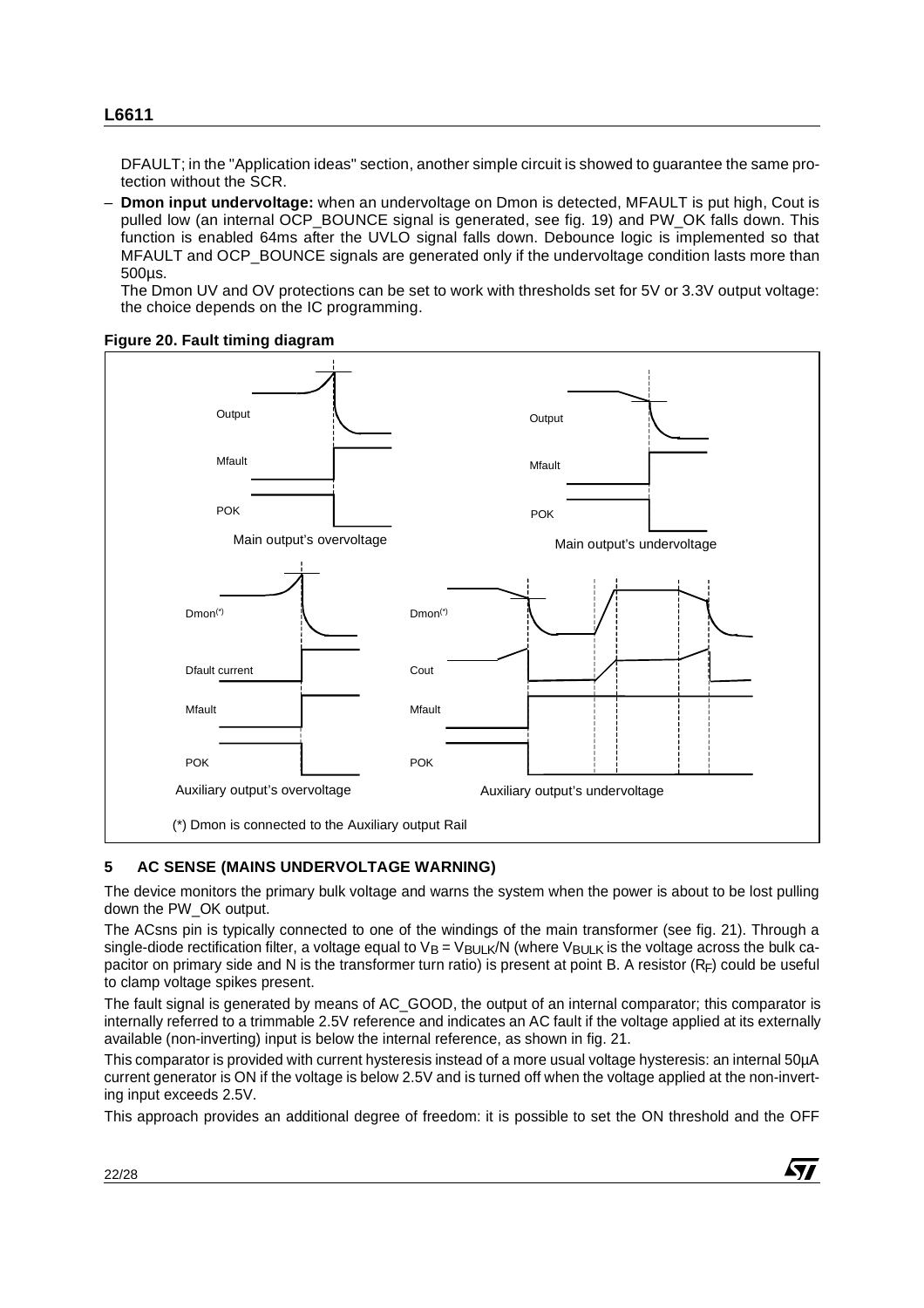DFAULT; in the "Application ideas" section, another simple circuit is showed to guarantee the same protection without the SCR.

– **Dmon input undervoltage:** when an undervoltage on Dmon is detected, MFAULT is put high, Cout is pulled low (an internal OCP_BOUNCE signal is generated, see fig. 19) and PW_OK falls down. This function is enabled 64ms after the UVLO signal falls down. Debounce logic is implemented so that MFAULT and OCP_BOUNCE signals are generated only if the undervoltage condition lasts more than 500µs.
  The Dmon UV and OV protections can be set to work with thresholds set for 5V or 3.3V output voltage: the choice depends on the IC programming.

**Figure 20. Fault timing diagram**

Output, Mfault, POK — Main output's overvoltage

Output, Mfault, POK — Main output's undervoltage

Dmon(*), Dfault current, Mfault, POK — Auxiliary output's overvoltage

Dmon(*), Cout, Mfault, POK — Auxiliary output's undervoltage

(*) Dmon is connected to the Auxiliary output Rail

## 5 AC SENSE (MAINS UNDERVOLTAGE WARNING)

The device monitors the primary bulk voltage and warns the system when the power is about to be lost pulling down the PW_OK output.

The ACsns pin is typically connected to one of the windings of the main transformer (see fig. 21). Through a single-diode rectification filter, a voltage equal to $V_B = V_{BULK}/N$ (where $V_{BULK}$ is the voltage across the bulk capacitor on primary side and N is the transformer turn ratio) is present at point B. A resistor ($R_F$) could be useful to clamp voltage spikes present.

The fault signal is generated by means of AC_GOOD, the output of an internal comparator; this comparator is internally referred to a trimmable 2.5V reference and indicates an AC fault if the voltage applied at its externally available (non-inverting) input is below the internal reference, as shown in fig. 21.

This comparator is provided with current hysteresis instead of a more usual voltage hysteresis: an internal 50µA current generator is ON if the voltage is below 2.5V and is turned off when the voltage applied at the non-inverting input exceeds 2.5V.

This approach provides an additional degree of freedom: it is possible to set the ON threshold and the OFF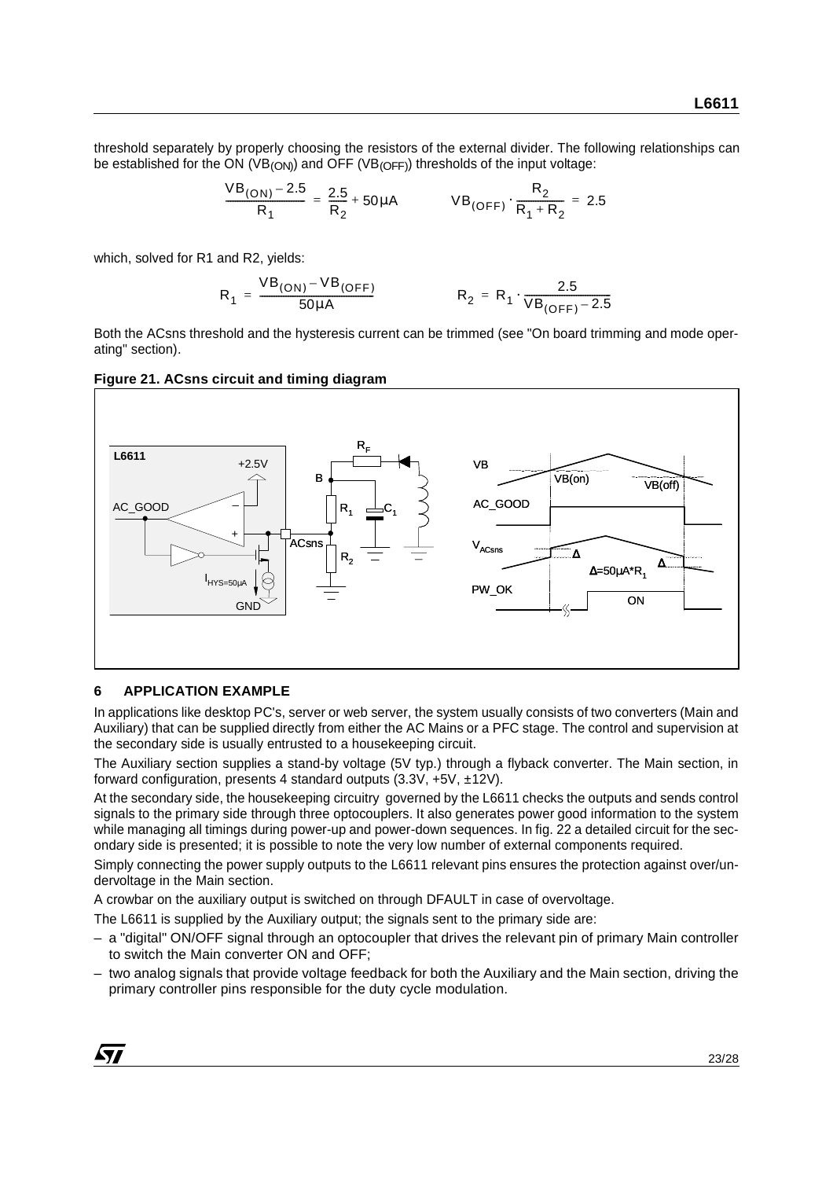threshold separately by properly choosing the resistors of the external divider. The following relationships can be established for the ON ($VB_{(ON)}$) and OFF ($VB_{(OFF)}$) thresholds of the input voltage:

$$\frac{VB_{(ON)} - 2.5}{R_1} = \frac{2.5}{R_2} + 50\mu A \qquad VB_{(OFF)} \cdot \frac{R_2}{R_1 + R_2} = 2.5$$

which, solved for R1 and R2, yields:

$$R_1 = \frac{VB_{(ON)} - VB_{(OFF)}}{50\mu A} \qquad R_2 = R_1 \cdot \frac{2.5}{VB_{(OFF)} - 2.5}$$

Both the ACsns threshold and the hysteresis current can be trimmed (see "On board trimming and mode operating" section).

**Figure 21. ACsns circuit and timing diagram**

## 6 APPLICATION EXAMPLE

In applications like desktop PC's, server or web server, the system usually consists of two converters (Main and Auxiliary) that can be supplied directly from either the AC Mains or a PFC stage. The control and supervision at the secondary side is usually entrusted to a housekeeping circuit.

The Auxiliary section supplies a stand-by voltage (5V typ.) through a flyback converter. The Main section, in forward configuration, presents 4 standard outputs (3.3V, +5V, ±12V).

At the secondary side, the housekeeping circuitry governed by the L6611 checks the outputs and sends control signals to the primary side through three optocouplers. It also generates power good information to the system while managing all timings during power-up and power-down sequences. In fig. 22 a detailed circuit for the secondary side is presented; it is possible to note the very low number of external components required.

Simply connecting the power supply outputs to the L6611 relevant pins ensures the protection against over/undervoltage in the Main section.

A crowbar on the auxiliary output is switched on through DFAULT in case of overvoltage.

The L6611 is supplied by the Auxiliary output; the signals sent to the primary side are:

- a "digital" ON/OFF signal through an optocoupler that drives the relevant pin of primary Main controller to switch the Main converter ON and OFF;
- two analog signals that provide voltage feedback for both the Auxiliary and the Main section, driving the primary controller pins responsible for the duty cycle modulation.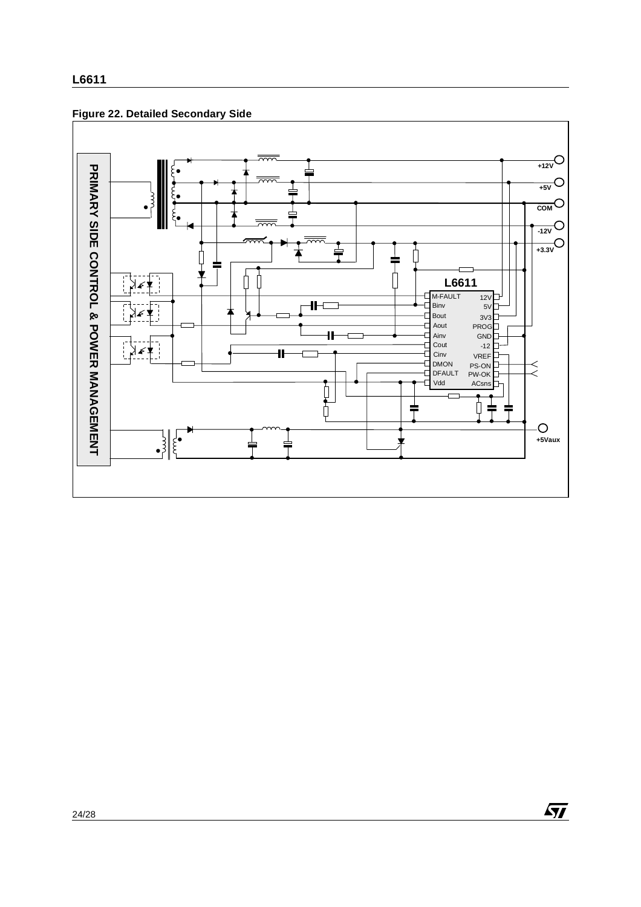**Figure 22. Detailed Secondary Side**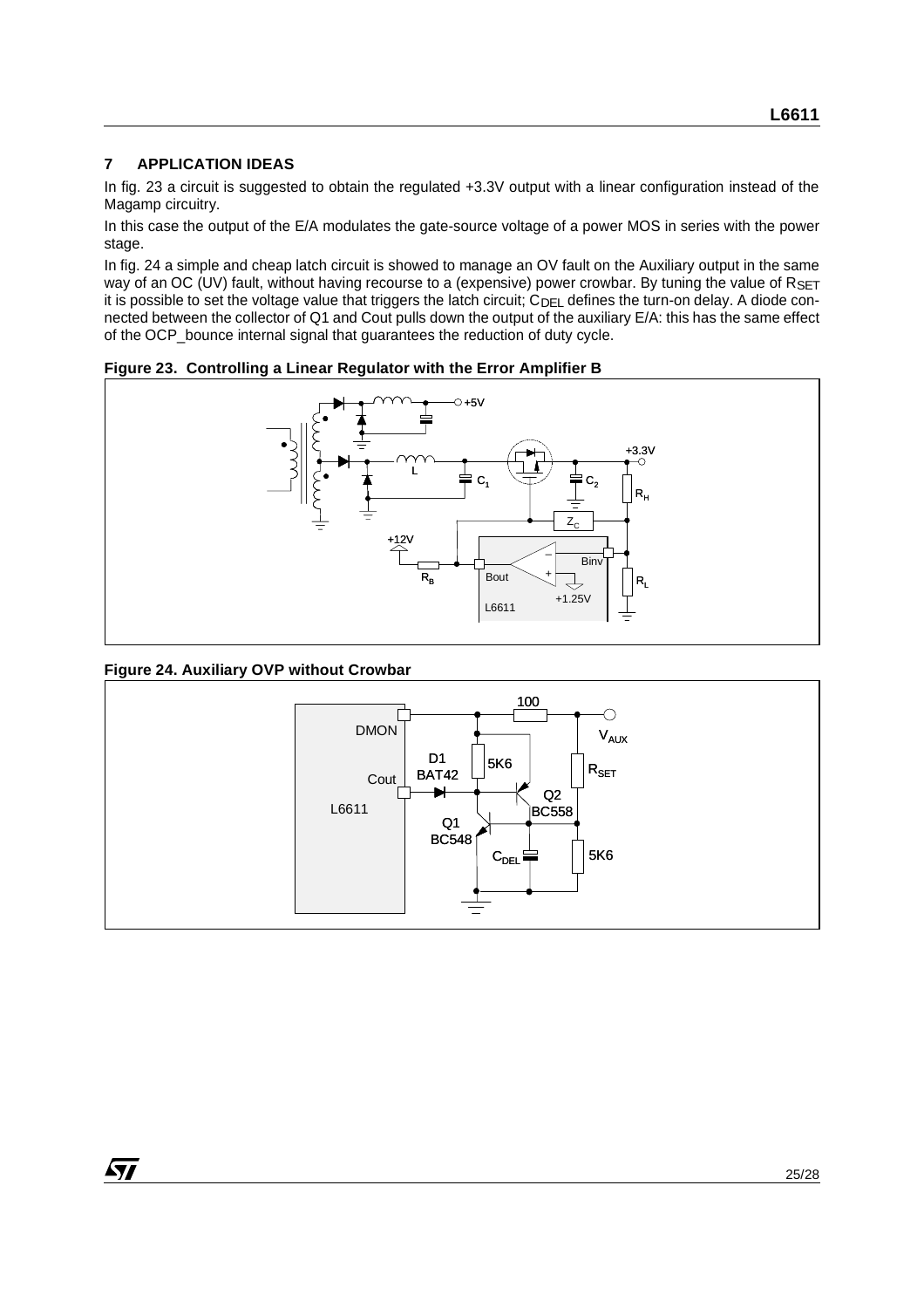## 7 APPLICATION IDEAS

In fig. 23 a circuit is suggested to obtain the regulated +3.3V output with a linear configuration instead of the Magamp circuitry.

In this case the output of the E/A modulates the gate-source voltage of a power MOS in series with the power stage.

In fig. 24 a simple and cheap latch circuit is showed to manage an OV fault on the Auxiliary output in the same way of an OC (UV) fault, without having recourse to a (expensive) power crowbar. By tuning the value of $R_{SET}$ it is possible to set the voltage value that triggers the latch circuit; $C_{DEL}$ defines the turn-on delay. A diode connected between the collector of Q1 and Cout pulls down the output of the auxiliary E/A: this has the same effect of the OCP_bounce internal signal that guarantees the reduction of duty cycle.

**Figure 23. Controlling a Linear Regulator with the Error Amplifier B**

**Figure 24. Auxiliary OVP without Crowbar**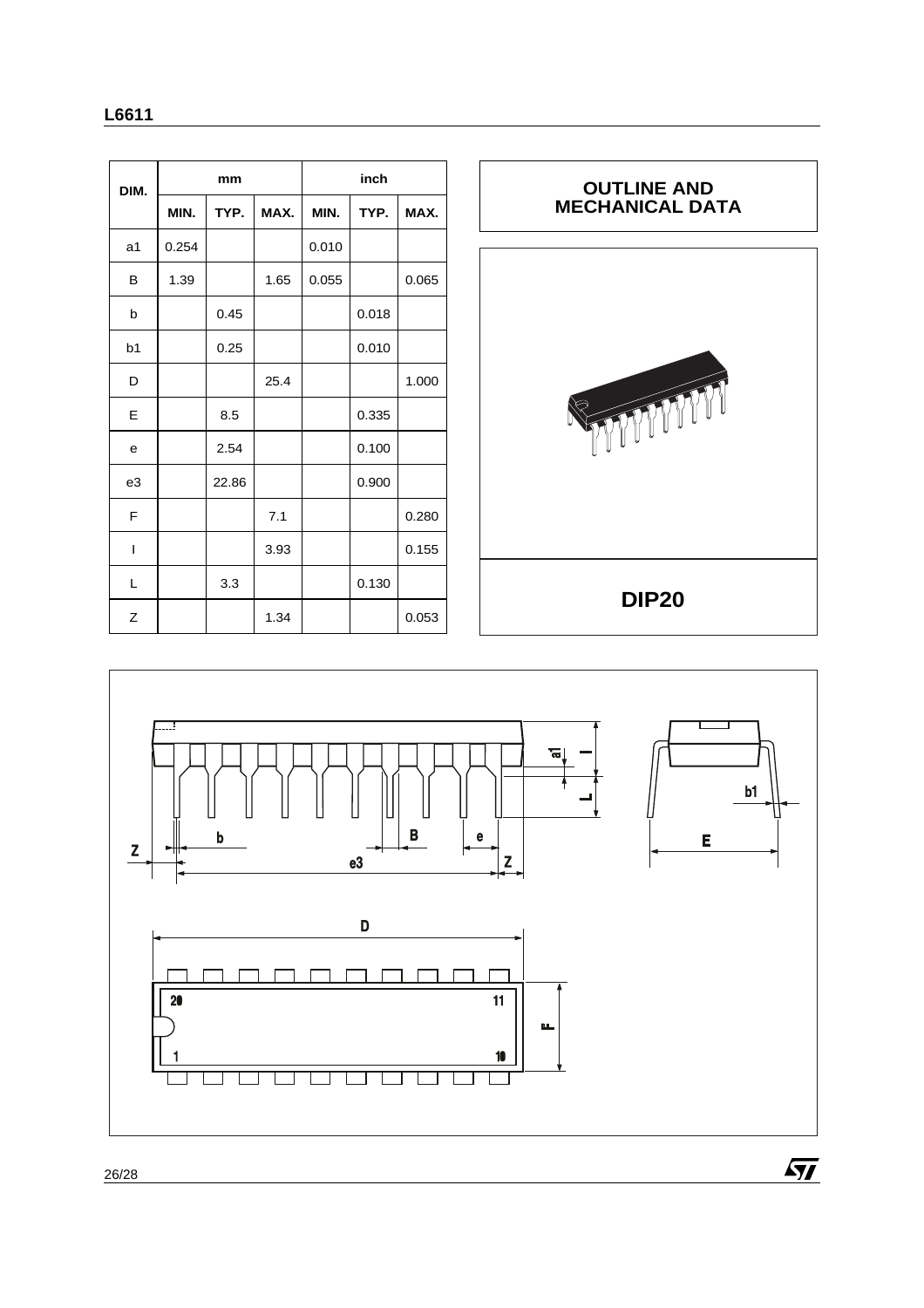| DIM. | mm | | | inch | | |
|---|---|---|---|---|---|---|
| | MIN. | TYP. | MAX. | MIN. | TYP. | MAX. |
| a1 | 0.254 | | | 0.010 | | |
| B | 1.39 | | 1.65 | 0.055 | | 0.065 |
| b | | 0.45 | | | 0.018 | |
| b1 | | 0.25 | | | 0.010 | |
| D | | | 25.4 | | | 1.000 |
| E | | 8.5 | | | 0.335 | |
| e | | 2.54 | | | 0.100 | |
| e3 | | 22.86 | | | 0.900 | |
| F | | | 7.1 | | | 0.280 |
| I | | | 3.93 | | | 0.155 |
| L | | 3.3 | | | 0.130 | |
| Z | | | 1.34 | | | 0.053 |

## OUTLINE AND MECHANICAL DATA

**DIP20**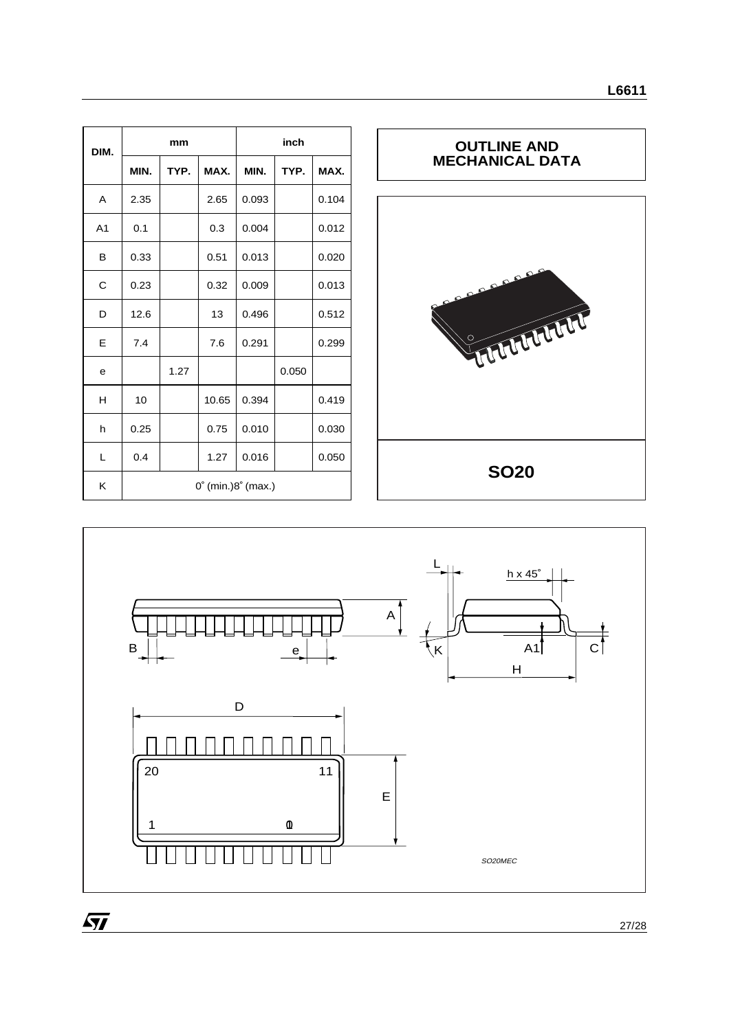| DIM. | mm | | | inch | | |
|---|---|---|---|---|---|---|
| | MIN. | TYP. | MAX. | MIN. | TYP. | MAX. |
| A | 2.35 | | 2.65 | 0.093 | | 0.104 |
| A1 | 0.1 | | 0.3 | 0.004 | | 0.012 |
| B | 0.33 | | 0.51 | 0.013 | | 0.020 |
| C | 0.23 | | 0.32 | 0.009 | | 0.013 |
| D | 12.6 | | 13 | 0.496 | | 0.512 |
| E | 7.4 | | 7.6 | 0.291 | | 0.299 |
| e | | 1.27 | | | 0.050 | |
| H | 10 | | 10.65 | 0.394 | | 0.419 |
| h | 0.25 | | 0.75 | 0.010 | | 0.030 |
| L | 0.4 | | 1.27 | 0.016 | | 0.050 |
| K | 0° (min.)8° (max.) | | | | | |

**OUTLINE AND MECHANICAL DATA**

**SO20**

SO20MEC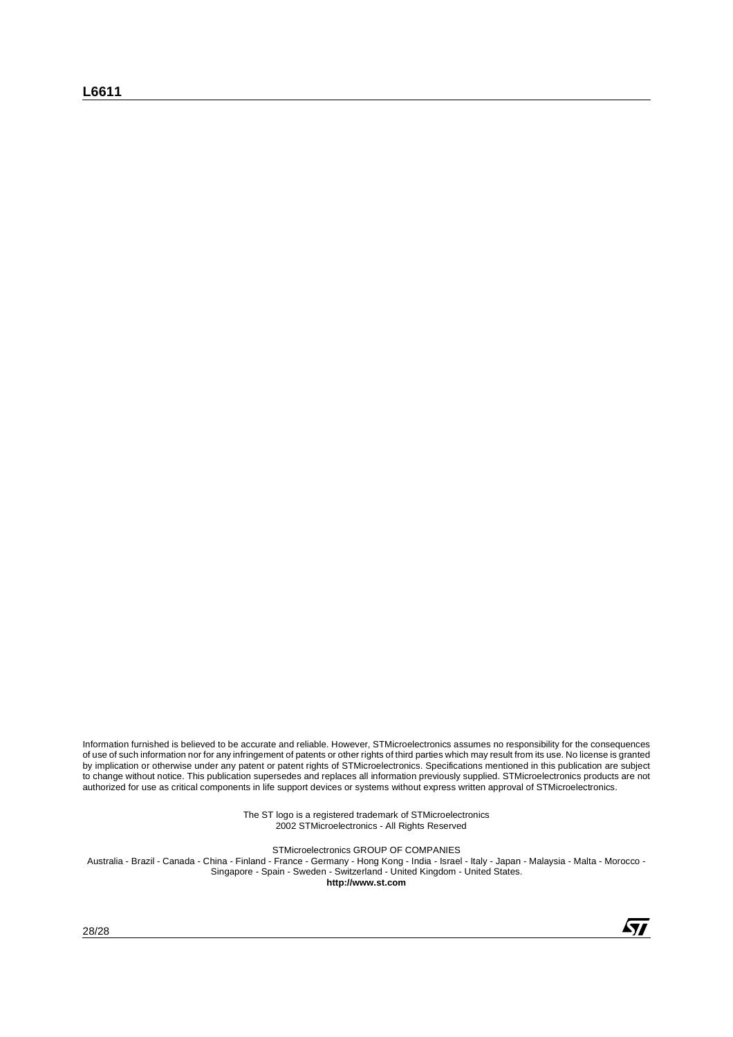Information furnished is believed to be accurate and reliable. However, STMicroelectronics assumes no responsibility for the consequences of use of such information nor for any infringement of patents or other rights of third parties which may result from its use. No license is granted by implication or otherwise under any patent or patent rights of STMicroelectronics. Specifications mentioned in this publication are subject to change without notice. This publication supersedes and replaces all information previously supplied. STMicroelectronics products are not authorized for use as critical components in life support devices or systems without express written approval of STMicroelectronics.

The ST logo is a registered trademark of STMicroelectronics
2002 STMicroelectronics - All Rights Reserved

STMicroelectronics GROUP OF COMPANIES
Australia - Brazil - Canada - China - Finland - France - Germany - Hong Kong - India - Israel - Italy - Japan - Malaysia - Malta - Morocco - Singapore - Spain - Sweden - Switzerland - United Kingdom - United States.
**http://www.st.com**